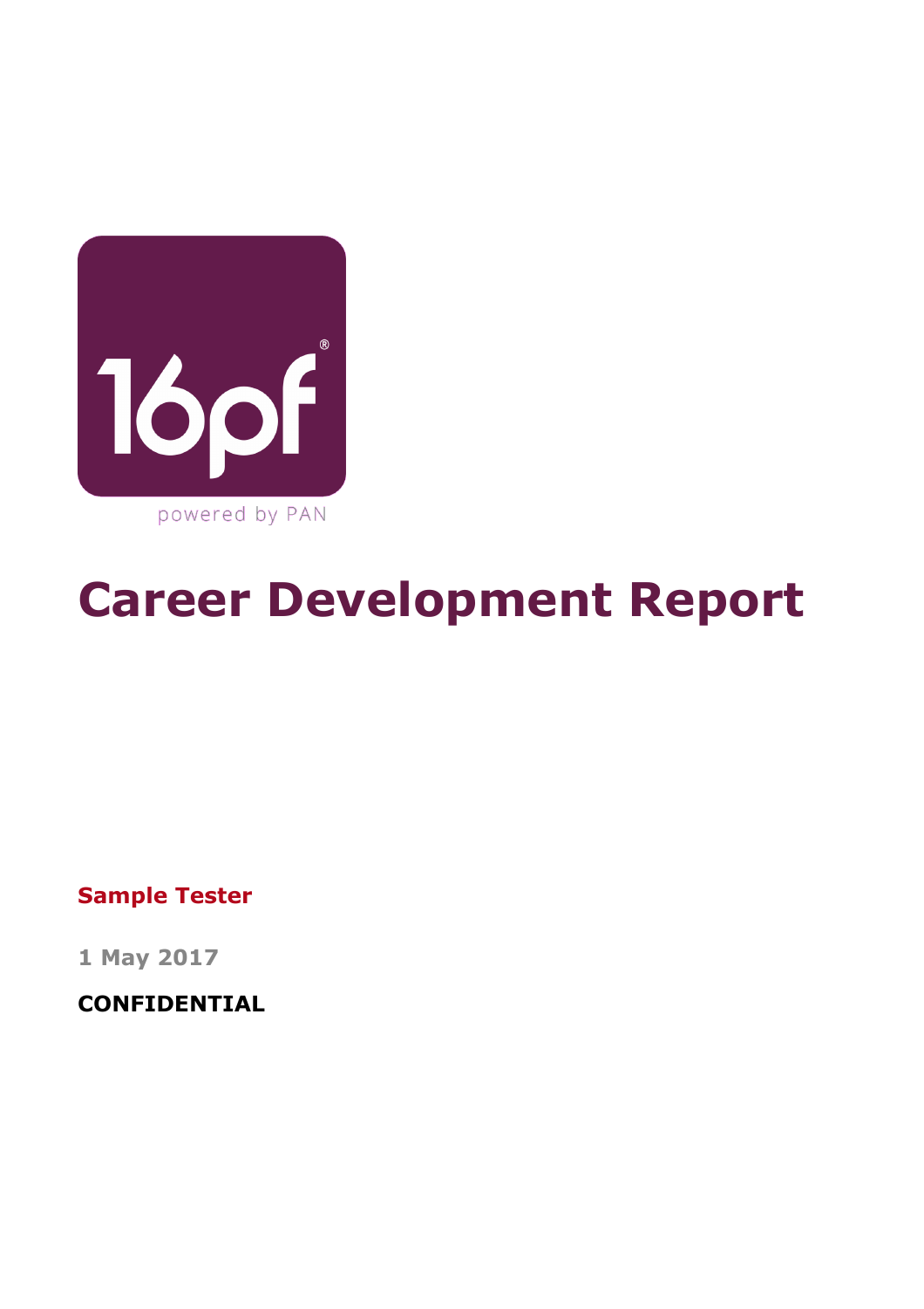16pf®

powered by PAN

# Career Development Report

**Sample Tester**

**1 May 2017**

**CONFIDENTIAL**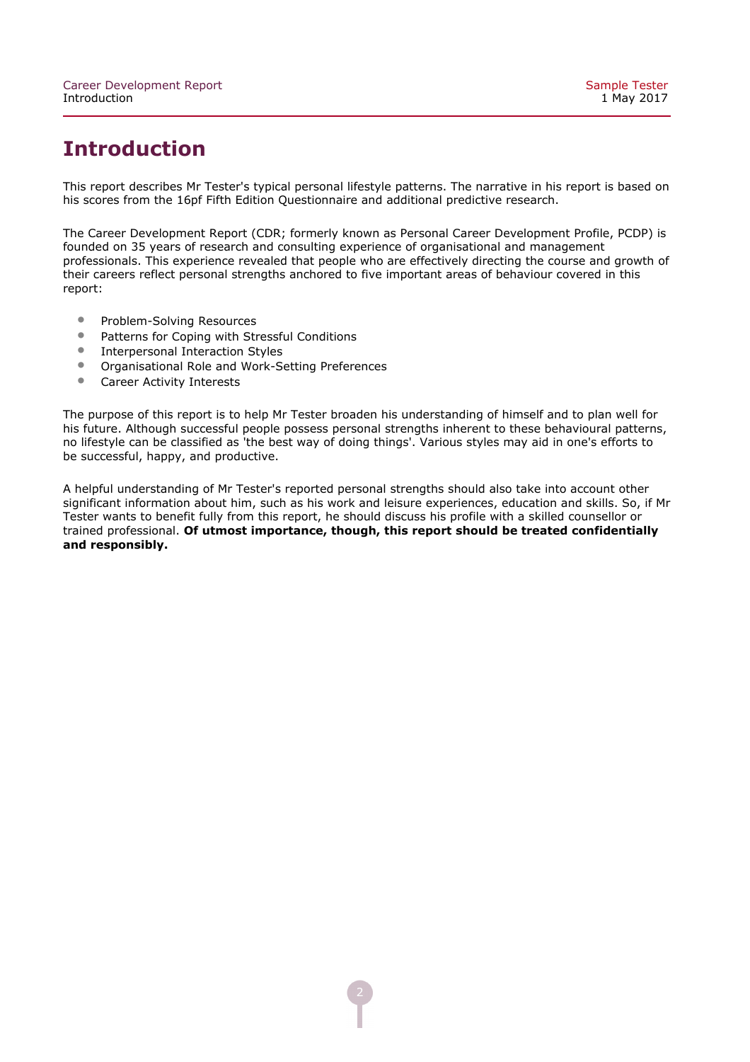# Introduction

This report describes Mr Tester's typical personal lifestyle patterns. The narrative in his report is based on his scores from the 16pf Fifth Edition Questionnaire and additional predictive research.

The Career Development Report (CDR; formerly known as Personal Career Development Profile, PCDP) is founded on 35 years of research and consulting experience of organisational and management professionals. This experience revealed that people who are effectively directing the course and growth of their careers reflect personal strengths anchored to five important areas of behaviour covered in this report:

- Problem-Solving Resources
- Patterns for Coping with Stressful Conditions
- Interpersonal Interaction Styles
- Organisational Role and Work-Setting Preferences
- Career Activity Interests

The purpose of this report is to help Mr Tester broaden his understanding of himself and to plan well for his future. Although successful people possess personal strengths inherent to these behavioural patterns, no lifestyle can be classified as 'the best way of doing things'. Various styles may aid in one's efforts to be successful, happy, and productive.

A helpful understanding of Mr Tester's reported personal strengths should also take into account other significant information about him, such as his work and leisure experiences, education and skills. So, if Mr Tester wants to benefit fully from this report, he should discuss his profile with a skilled counsellor or trained professional. **Of utmost importance, though, this report should be treated confidentially and responsibly.**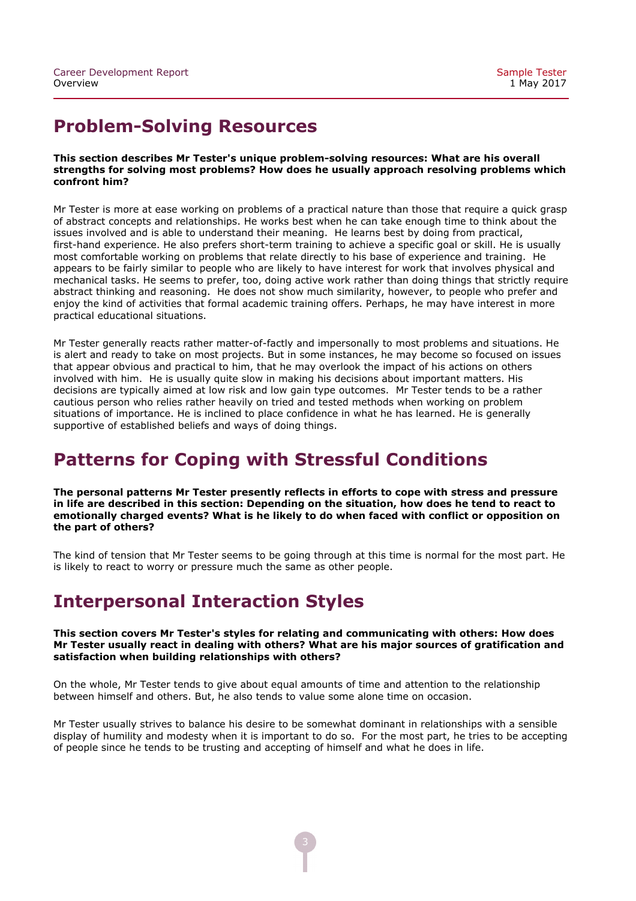## Problem-Solving Resources

**This section describes Mr Tester's unique problem-solving resources: What are his overall strengths for solving most problems? How does he usually approach resolving problems which confront him?**

Mr Tester is more at ease working on problems of a practical nature than those that require a quick grasp of abstract concepts and relationships. He works best when he can take enough time to think about the issues involved and is able to understand their meaning. He learns best by doing from practical, first-hand experience. He also prefers short-term training to achieve a specific goal or skill. He is usually most comfortable working on problems that relate directly to his base of experience and training. He appears to be fairly similar to people who are likely to have interest for work that involves physical and mechanical tasks. He seems to prefer, too, doing active work rather than doing things that strictly require abstract thinking and reasoning. He does not show much similarity, however, to people who prefer and enjoy the kind of activities that formal academic training offers. Perhaps, he may have interest in more practical educational situations.

Mr Tester generally reacts rather matter-of-factly and impersonally to most problems and situations. He is alert and ready to take on most projects. But in some instances, he may become so focused on issues that appear obvious and practical to him, that he may overlook the impact of his actions on others involved with him. He is usually quite slow in making his decisions about important matters. His decisions are typically aimed at low risk and low gain type outcomes. Mr Tester tends to be a rather cautious person who relies rather heavily on tried and tested methods when working on problem situations of importance. He is inclined to place confidence in what he has learned. He is generally supportive of established beliefs and ways of doing things.

## Patterns for Coping with Stressful Conditions

**The personal patterns Mr Tester presently reflects in efforts to cope with stress and pressure in life are described in this section: Depending on the situation, how does he tend to react to emotionally charged events? What is he likely to do when faced with conflict or opposition on the part of others?**

The kind of tension that Mr Tester seems to be going through at this time is normal for the most part. He is likely to react to worry or pressure much the same as other people.

## Interpersonal Interaction Styles

**This section covers Mr Tester's styles for relating and communicating with others: How does Mr Tester usually react in dealing with others? What are his major sources of gratification and satisfaction when building relationships with others?**

On the whole, Mr Tester tends to give about equal amounts of time and attention to the relationship between himself and others. But, he also tends to value some alone time on occasion.

Mr Tester usually strives to balance his desire to be somewhat dominant in relationships with a sensible display of humility and modesty when it is important to do so. For the most part, he tries to be accepting of people since he tends to be trusting and accepting of himself and what he does in life.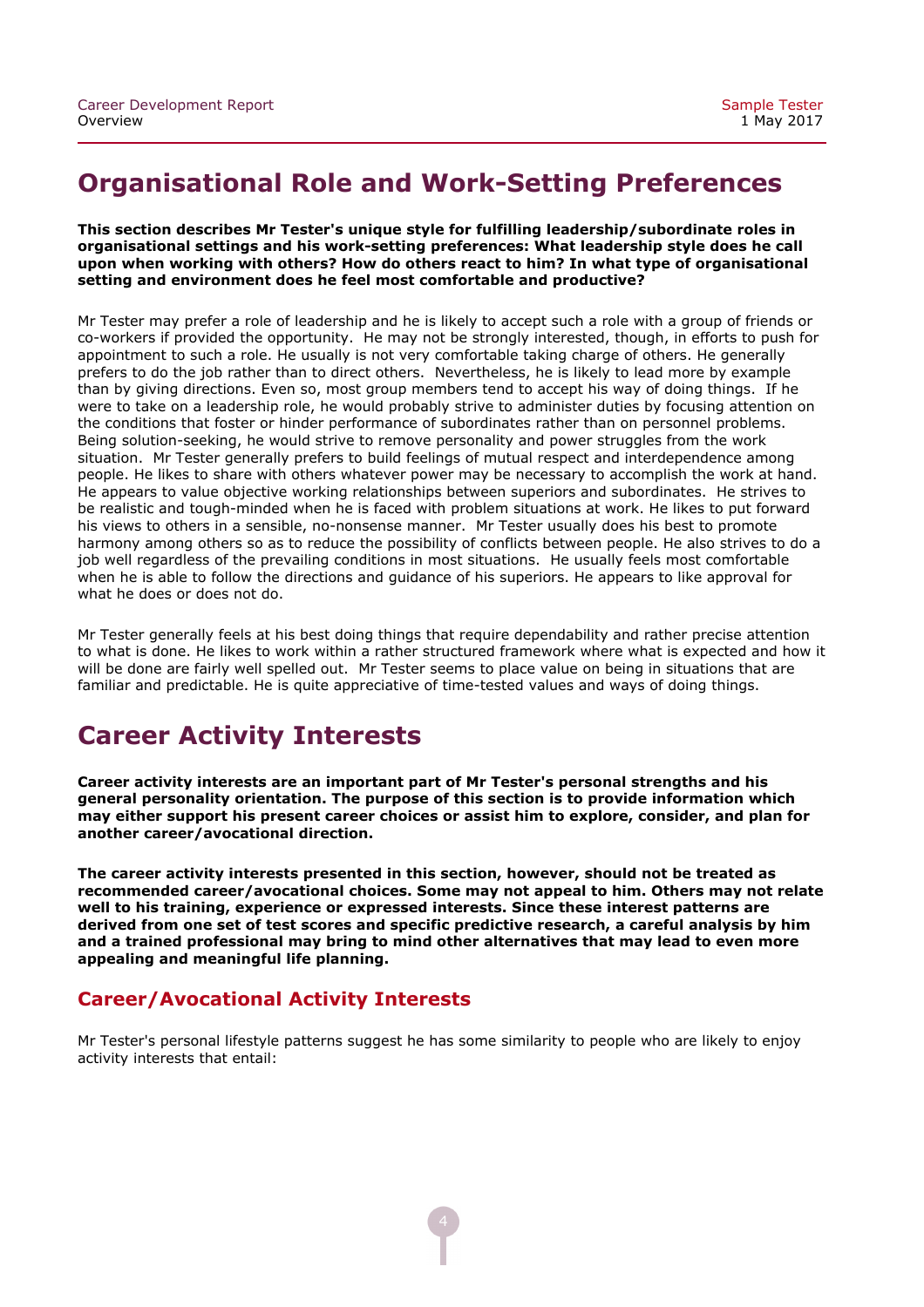# Organisational Role and Work-Setting Preferences

**This section describes Mr Tester's unique style for fulfilling leadership/subordinate roles in organisational settings and his work-setting preferences: What leadership style does he call upon when working with others? How do others react to him? In what type of organisational setting and environment does he feel most comfortable and productive?**

Mr Tester may prefer a role of leadership and he is likely to accept such a role with a group of friends or co-workers if provided the opportunity. He may not be strongly interested, though, in efforts to push for appointment to such a role. He usually is not very comfortable taking charge of others. He generally prefers to do the job rather than to direct others. Nevertheless, he is likely to lead more by example than by giving directions. Even so, most group members tend to accept his way of doing things. If he were to take on a leadership role, he would probably strive to administer duties by focusing attention on the conditions that foster or hinder performance of subordinates rather than on personnel problems. Being solution-seeking, he would strive to remove personality and power struggles from the work situation. Mr Tester generally prefers to build feelings of mutual respect and interdependence among people. He likes to share with others whatever power may be necessary to accomplish the work at hand. He appears to value objective working relationships between superiors and subordinates. He strives to be realistic and tough-minded when he is faced with problem situations at work. He likes to put forward his views to others in a sensible, no-nonsense manner. Mr Tester usually does his best to promote harmony among others so as to reduce the possibility of conflicts between people. He also strives to do a job well regardless of the prevailing conditions in most situations. He usually feels most comfortable when he is able to follow the directions and guidance of his superiors. He appears to like approval for what he does or does not do.

Mr Tester generally feels at his best doing things that require dependability and rather precise attention to what is done. He likes to work within a rather structured framework where what is expected and how it will be done are fairly well spelled out. Mr Tester seems to place value on being in situations that are familiar and predictable. He is quite appreciative of time-tested values and ways of doing things.

# Career Activity Interests

**Career activity interests are an important part of Mr Tester's personal strengths and his general personality orientation. The purpose of this section is to provide information which may either support his present career choices or assist him to explore, consider, and plan for another career/avocational direction.**

**The career activity interests presented in this section, however, should not be treated as recommended career/avocational choices. Some may not appeal to him. Others may not relate well to his training, experience or expressed interests. Since these interest patterns are derived from one set of test scores and specific predictive research, a careful analysis by him and a trained professional may bring to mind other alternatives that may lead to even more appealing and meaningful life planning.**

## Career/Avocational Activity Interests

Mr Tester's personal lifestyle patterns suggest he has some similarity to people who are likely to enjoy activity interests that entail: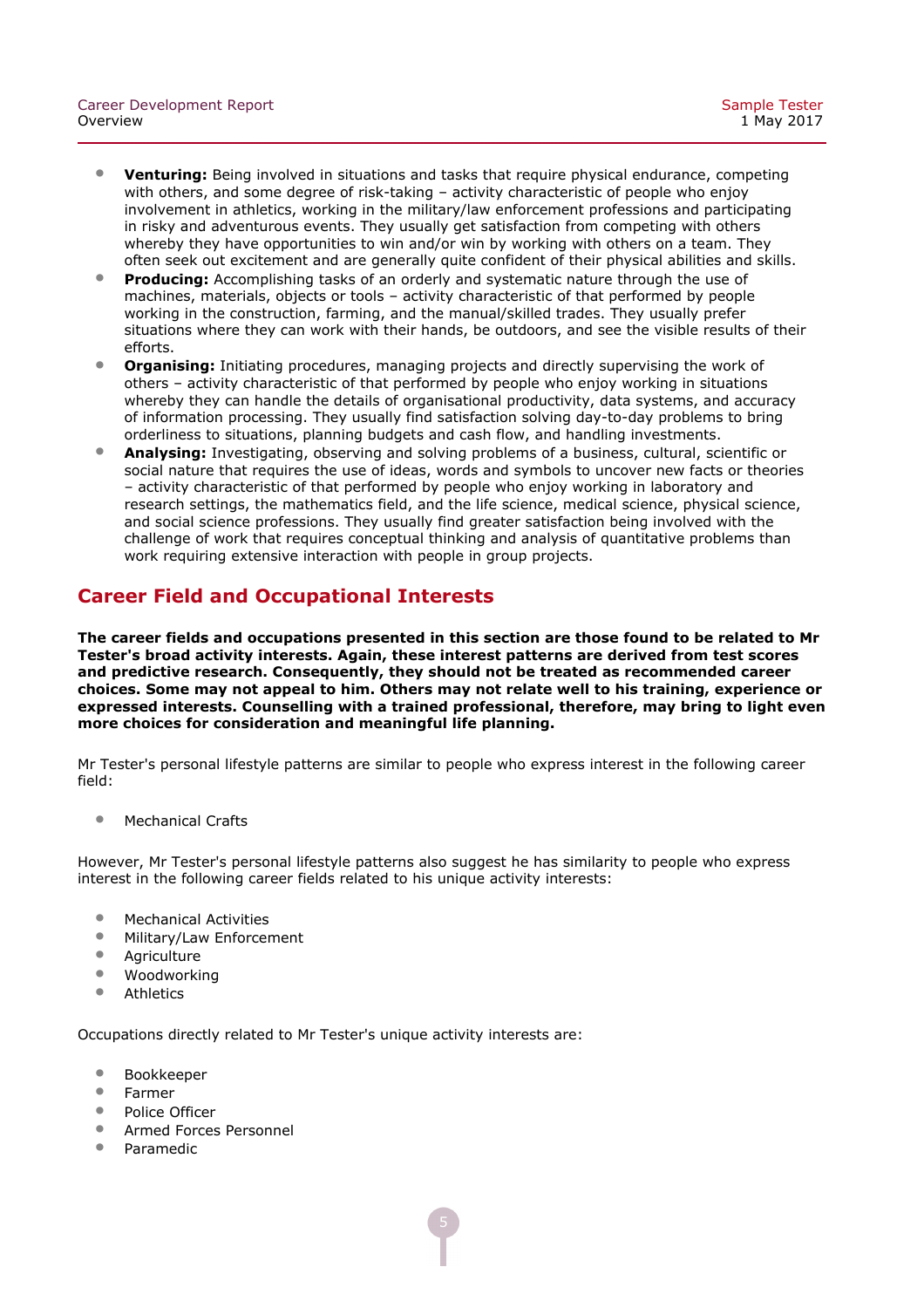- **Venturing:** Being involved in situations and tasks that require physical endurance, competing with others, and some degree of risk-taking – activity characteristic of people who enjoy involvement in athletics, working in the military/law enforcement professions and participating in risky and adventurous events. They usually get satisfaction from competing with others whereby they have opportunities to win and/or win by working with others on a team. They often seek out excitement and are generally quite confident of their physical abilities and skills.
- **Producing:** Accomplishing tasks of an orderly and systematic nature through the use of machines, materials, objects or tools – activity characteristic of that performed by people working in the construction, farming, and the manual/skilled trades. They usually prefer situations where they can work with their hands, be outdoors, and see the visible results of their efforts.
- **Organising:** Initiating procedures, managing projects and directly supervising the work of others – activity characteristic of that performed by people who enjoy working in situations whereby they can handle the details of organisational productivity, data systems, and accuracy of information processing. They usually find satisfaction solving day-to-day problems to bring orderliness to situations, planning budgets and cash flow, and handling investments.
- **Analysing:** Investigating, observing and solving problems of a business, cultural, scientific or social nature that requires the use of ideas, words and symbols to uncover new facts or theories – activity characteristic of that performed by people who enjoy working in laboratory and research settings, the mathematics field, and the life science, medical science, physical science, and social science professions. They usually find greater satisfaction being involved with the challenge of work that requires conceptual thinking and analysis of quantitative problems than work requiring extensive interaction with people in group projects.

## Career Field and Occupational Interests

**The career fields and occupations presented in this section are those found to be related to Mr Tester's broad activity interests. Again, these interest patterns are derived from test scores and predictive research. Consequently, they should not be treated as recommended career choices. Some may not appeal to him. Others may not relate well to his training, experience or expressed interests. Counselling with a trained professional, therefore, may bring to light even more choices for consideration and meaningful life planning.**

Mr Tester's personal lifestyle patterns are similar to people who express interest in the following career field:

- Mechanical Crafts

However, Mr Tester's personal lifestyle patterns also suggest he has similarity to people who express interest in the following career fields related to his unique activity interests:

- Mechanical Activities
- Military/Law Enforcement
- Agriculture
- Woodworking
- Athletics

Occupations directly related to Mr Tester's unique activity interests are:

- Bookkeeper
- Farmer
- Police Officer
- Armed Forces Personnel
- Paramedic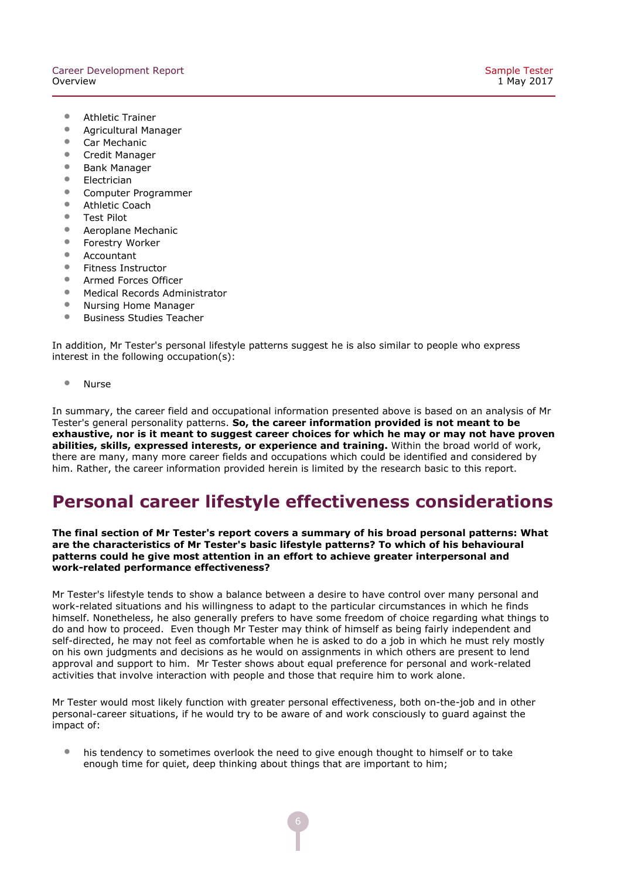- Athletic Trainer
- Agricultural Manager
- Car Mechanic
- Credit Manager
- Bank Manager
- Electrician
- Computer Programmer
- Athletic Coach
- Test Pilot
- Aeroplane Mechanic
- Forestry Worker
- Accountant
- Fitness Instructor
- Armed Forces Officer
- Medical Records Administrator
- Nursing Home Manager
- Business Studies Teacher

In addition, Mr Tester's personal lifestyle patterns suggest he is also similar to people who express interest in the following occupation(s):

- Nurse

In summary, the career field and occupational information presented above is based on an analysis of Mr Tester's general personality patterns. **So, the career information provided is not meant to be exhaustive, nor is it meant to suggest career choices for which he may or may not have proven abilities, skills, expressed interests, or experience and training.** Within the broad world of work, there are many, many more career fields and occupations which could be identified and considered by him. Rather, the career information provided herein is limited by the research basic to this report.

# Personal career lifestyle effectiveness considerations

**The final section of Mr Tester's report covers a summary of his broad personal patterns: What are the characteristics of Mr Tester's basic lifestyle patterns? To which of his behavioural patterns could he give most attention in an effort to achieve greater interpersonal and work-related performance effectiveness?**

Mr Tester's lifestyle tends to show a balance between a desire to have control over many personal and work-related situations and his willingness to adapt to the particular circumstances in which he finds himself. Nonetheless, he also generally prefers to have some freedom of choice regarding what things to do and how to proceed. Even though Mr Tester may think of himself as being fairly independent and self-directed, he may not feel as comfortable when he is asked to do a job in which he must rely mostly on his own judgments and decisions as he would on assignments in which others are present to lend approval and support to him. Mr Tester shows about equal preference for personal and work-related activities that involve interaction with people and those that require him to work alone.

Mr Tester would most likely function with greater personal effectiveness, both on-the-job and in other personal-career situations, if he would try to be aware of and work consciously to guard against the impact of:

- his tendency to sometimes overlook the need to give enough thought to himself or to take enough time for quiet, deep thinking about things that are important to him;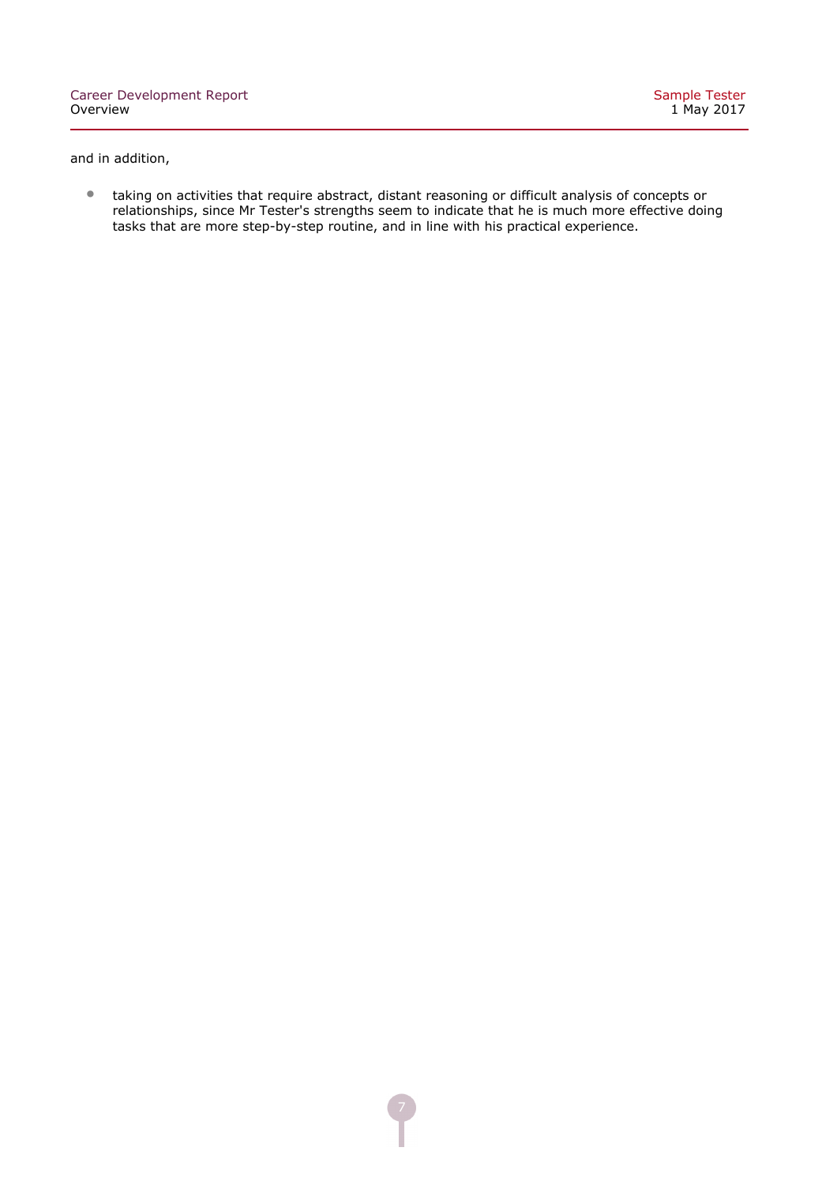and in addition,

- taking on activities that require abstract, distant reasoning or difficult analysis of concepts or relationships, since Mr Tester's strengths seem to indicate that he is much more effective doing tasks that are more step-by-step routine, and in line with his practical experience.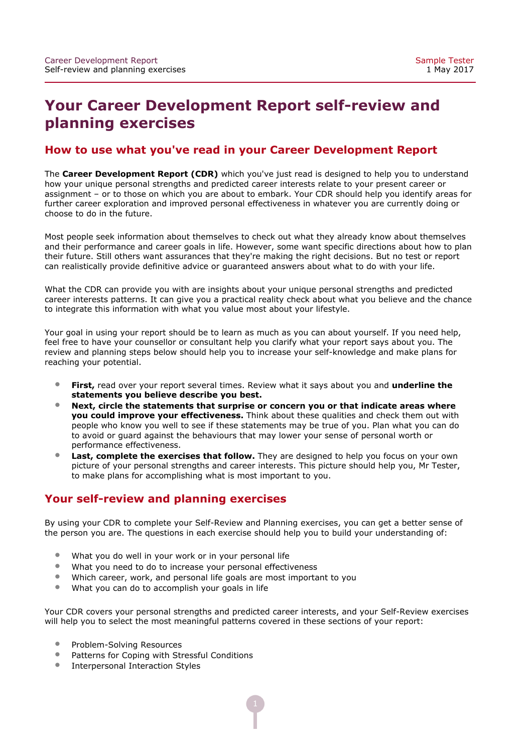# Your Career Development Report self-review and planning exercises

## How to use what you've read in your Career Development Report

The **Career Development Report (CDR)** which you've just read is designed to help you to understand how your unique personal strengths and predicted career interests relate to your present career or assignment – or to those on which you are about to embark. Your CDR should help you identify areas for further career exploration and improved personal effectiveness in whatever you are currently doing or choose to do in the future.

Most people seek information about themselves to check out what they already know about themselves and their performance and career goals in life. However, some want specific directions about how to plan their future. Still others want assurances that they're making the right decisions. But no test or report can realistically provide definitive advice or guaranteed answers about what to do with your life.

What the CDR can provide you with are insights about your unique personal strengths and predicted career interests patterns. It can give you a practical reality check about what you believe and the chance to integrate this information with what you value most about your lifestyle.

Your goal in using your report should be to learn as much as you can about yourself. If you need help, feel free to have your counsellor or consultant help you clarify what your report says about you. The review and planning steps below should help you to increase your self-knowledge and make plans for reaching your potential.

- **First,** read over your report several times. Review what it says about you and **underline the statements you believe describe you best.**
- **Next, circle the statements that surprise or concern you or that indicate areas where you could improve your effectiveness.** Think about these qualities and check them out with people who know you well to see if these statements may be true of you. Plan what you can do to avoid or guard against the behaviours that may lower your sense of personal worth or performance effectiveness.
- **Last, complete the exercises that follow.** They are designed to help you focus on your own picture of your personal strengths and career interests. This picture should help you, Mr Tester, to make plans for accomplishing what is most important to you.

## Your self-review and planning exercises

By using your CDR to complete your Self-Review and Planning exercises, you can get a better sense of the person you are. The questions in each exercise should help you to build your understanding of:

- What you do well in your work or in your personal life
- What you need to do to increase your personal effectiveness
- Which career, work, and personal life goals are most important to you
- What you can do to accomplish your goals in life

Your CDR covers your personal strengths and predicted career interests, and your Self-Review exercises will help you to select the most meaningful patterns covered in these sections of your report:

- Problem-Solving Resources
- Patterns for Coping with Stressful Conditions
- Interpersonal Interaction Styles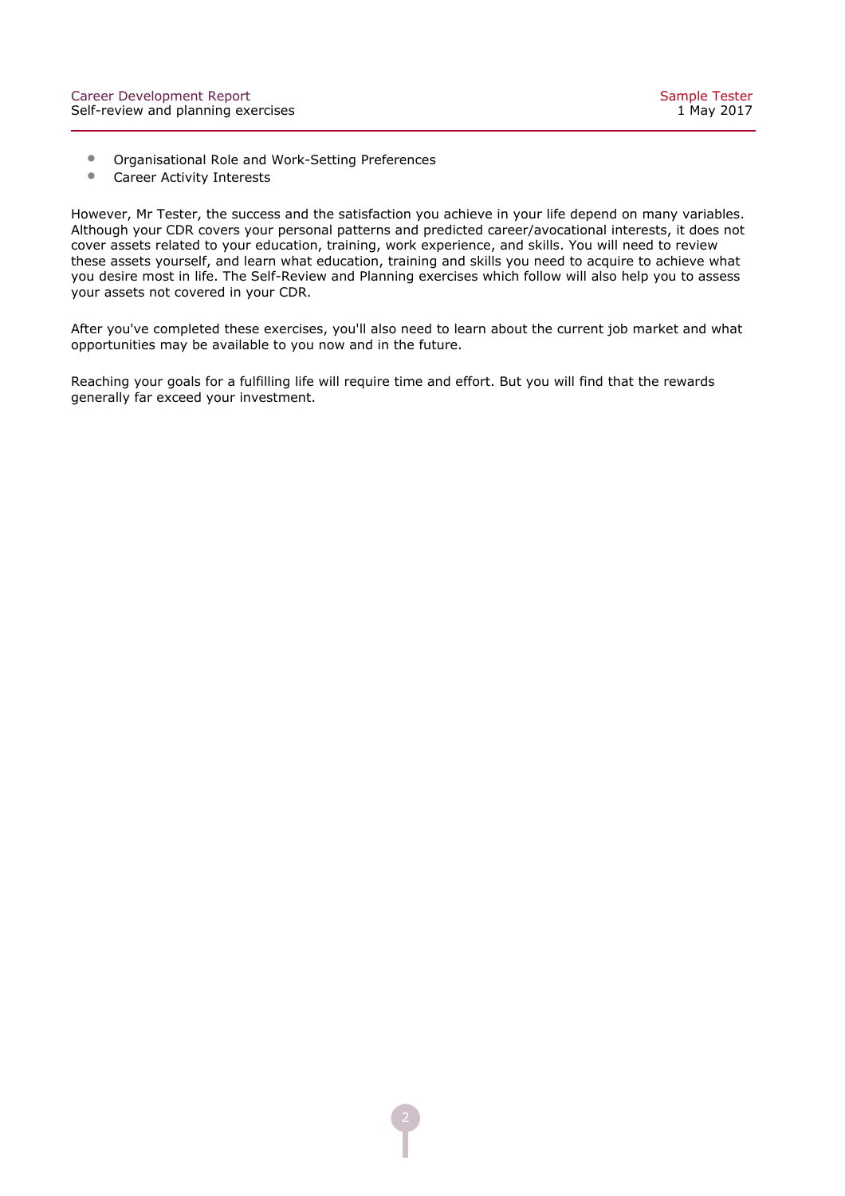- Organisational Role and Work-Setting Preferences
- Career Activity Interests

However, Mr Tester, the success and the satisfaction you achieve in your life depend on many variables. Although your CDR covers your personal patterns and predicted career/avocational interests, it does not cover assets related to your education, training, work experience, and skills. You will need to review these assets yourself, and learn what education, training and skills you need to acquire to achieve what you desire most in life. The Self-Review and Planning exercises which follow will also help you to assess your assets not covered in your CDR.

After you've completed these exercises, you'll also need to learn about the current job market and what opportunities may be available to you now and in the future.

Reaching your goals for a fulfilling life will require time and effort. But you will find that the rewards generally far exceed your investment.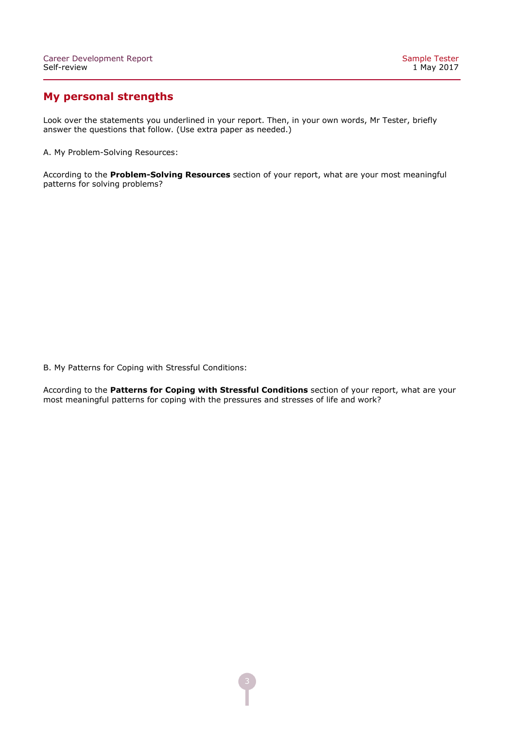## My personal strengths

Look over the statements you underlined in your report. Then, in your own words, Mr Tester, briefly answer the questions that follow. (Use extra paper as needed.)

A. My Problem-Solving Resources:

According to the **Problem-Solving Resources** section of your report, what are your most meaningful patterns for solving problems?

B. My Patterns for Coping with Stressful Conditions:

According to the **Patterns for Coping with Stressful Conditions** section of your report, what are your most meaningful patterns for coping with the pressures and stresses of life and work?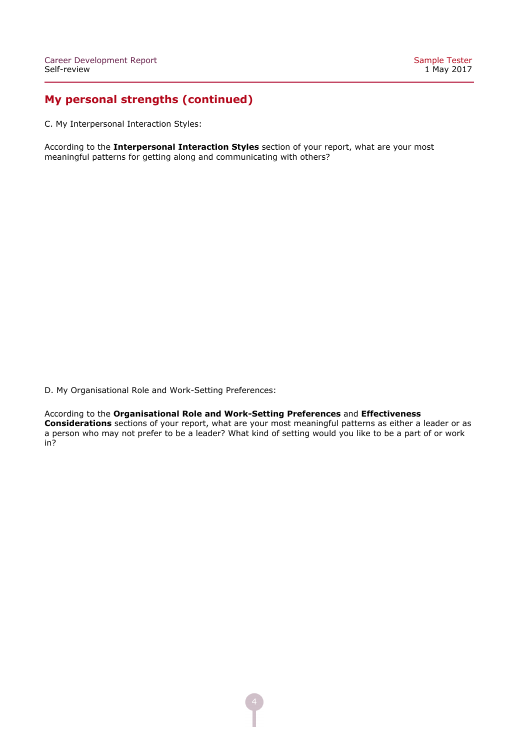## My personal strengths (continued)

C. My Interpersonal Interaction Styles:

According to the **Interpersonal Interaction Styles** section of your report, what are your most meaningful patterns for getting along and communicating with others?

D. My Organisational Role and Work-Setting Preferences:

According to the **Organisational Role and Work-Setting Preferences** and **Effectiveness Considerations** sections of your report, what are your most meaningful patterns as either a leader or as a person who may not prefer to be a leader? What kind of setting would you like to be a part of or work in?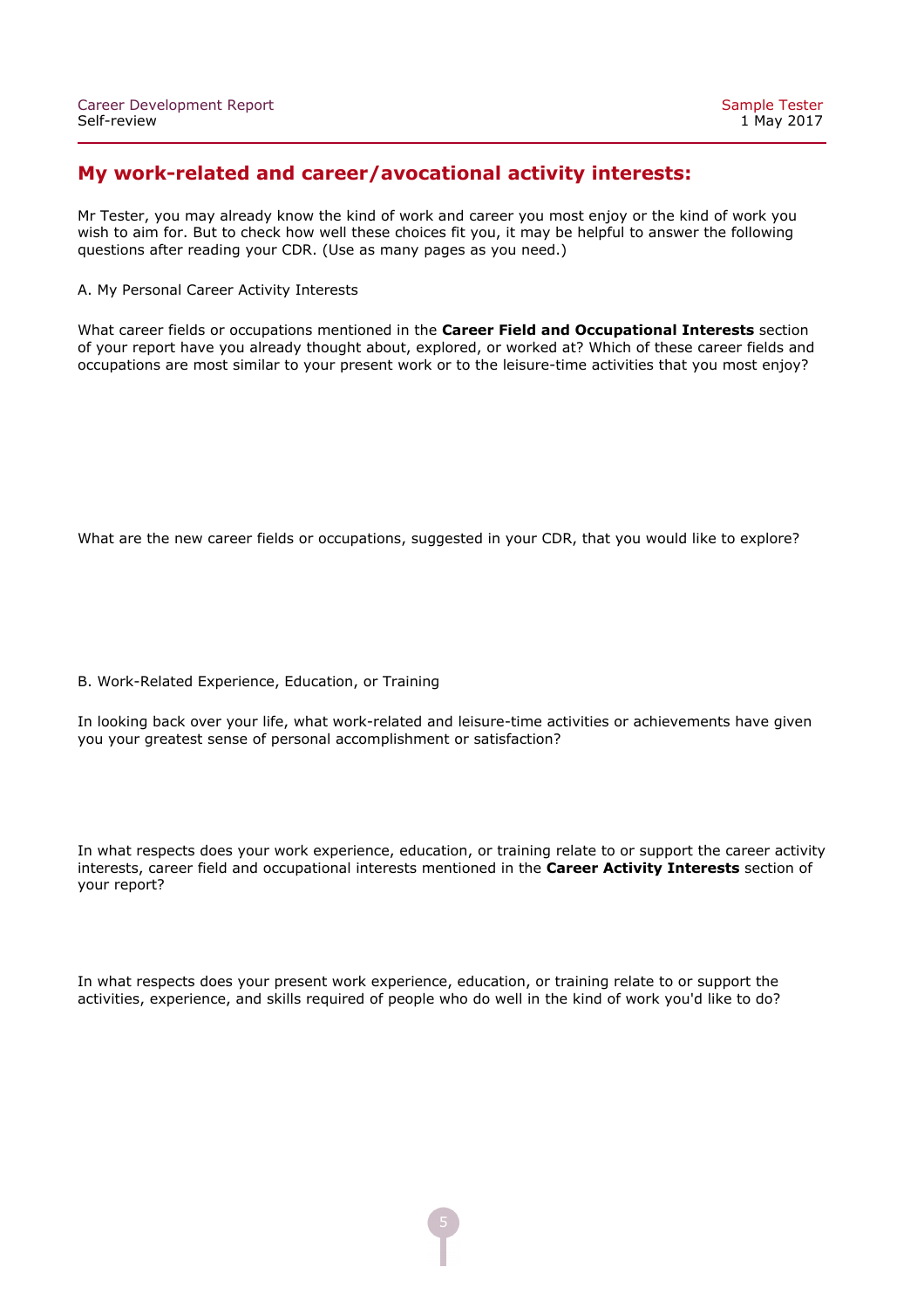## My work-related and career/avocational activity interests:

Mr Tester, you may already know the kind of work and career you most enjoy or the kind of work you wish to aim for. But to check how well these choices fit you, it may be helpful to answer the following questions after reading your CDR. (Use as many pages as you need.)

A. My Personal Career Activity Interests

What career fields or occupations mentioned in the **Career Field and Occupational Interests** section of your report have you already thought about, explored, or worked at? Which of these career fields and occupations are most similar to your present work or to the leisure-time activities that you most enjoy?

What are the new career fields or occupations, suggested in your CDR, that you would like to explore?

B. Work-Related Experience, Education, or Training

In looking back over your life, what work-related and leisure-time activities or achievements have given you your greatest sense of personal accomplishment or satisfaction?

In what respects does your work experience, education, or training relate to or support the career activity interests, career field and occupational interests mentioned in the **Career Activity Interests** section of your report?

In what respects does your present work experience, education, or training relate to or support the activities, experience, and skills required of people who do well in the kind of work you'd like to do?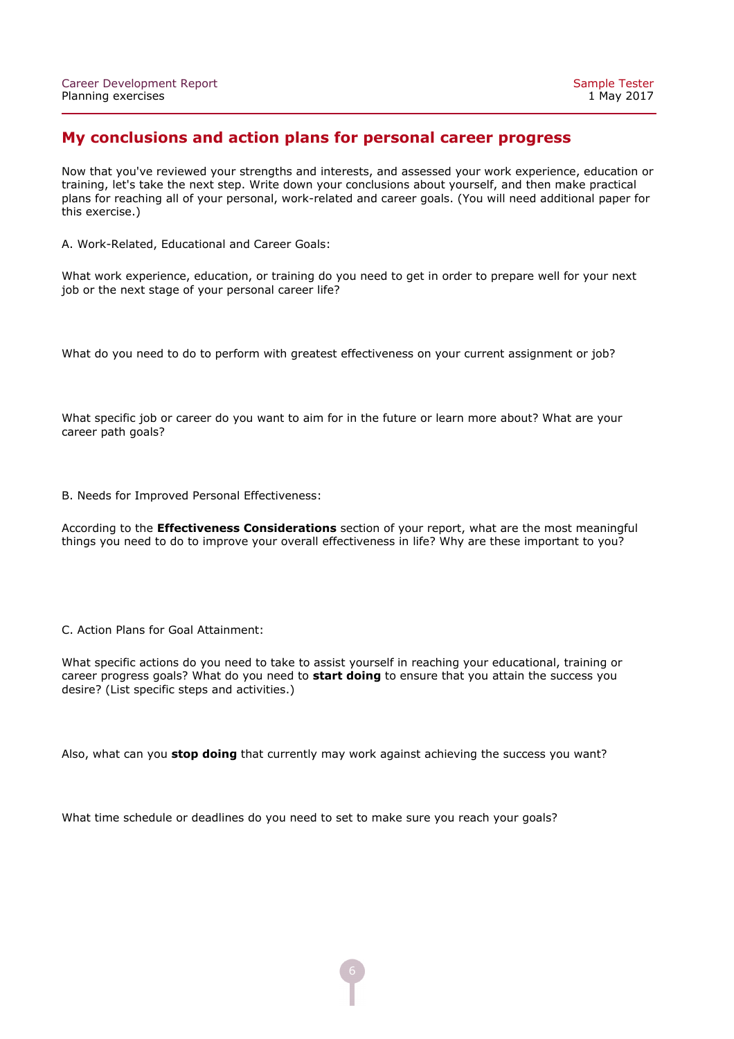## My conclusions and action plans for personal career progress

Now that you've reviewed your strengths and interests, and assessed your work experience, education or training, let's take the next step. Write down your conclusions about yourself, and then make practical plans for reaching all of your personal, work-related and career goals. (You will need additional paper for this exercise.)

A. Work-Related, Educational and Career Goals:

What work experience, education, or training do you need to get in order to prepare well for your next job or the next stage of your personal career life?

What do you need to do to perform with greatest effectiveness on your current assignment or job?

What specific job or career do you want to aim for in the future or learn more about? What are your career path goals?

B. Needs for Improved Personal Effectiveness:

According to the **Effectiveness Considerations** section of your report, what are the most meaningful things you need to do to improve your overall effectiveness in life? Why are these important to you?

C. Action Plans for Goal Attainment:

What specific actions do you need to take to assist yourself in reaching your educational, training or career progress goals? What do you need to **start doing** to ensure that you attain the success you desire? (List specific steps and activities.)

Also, what can you **stop doing** that currently may work against achieving the success you want?

What time schedule or deadlines do you need to set to make sure you reach your goals?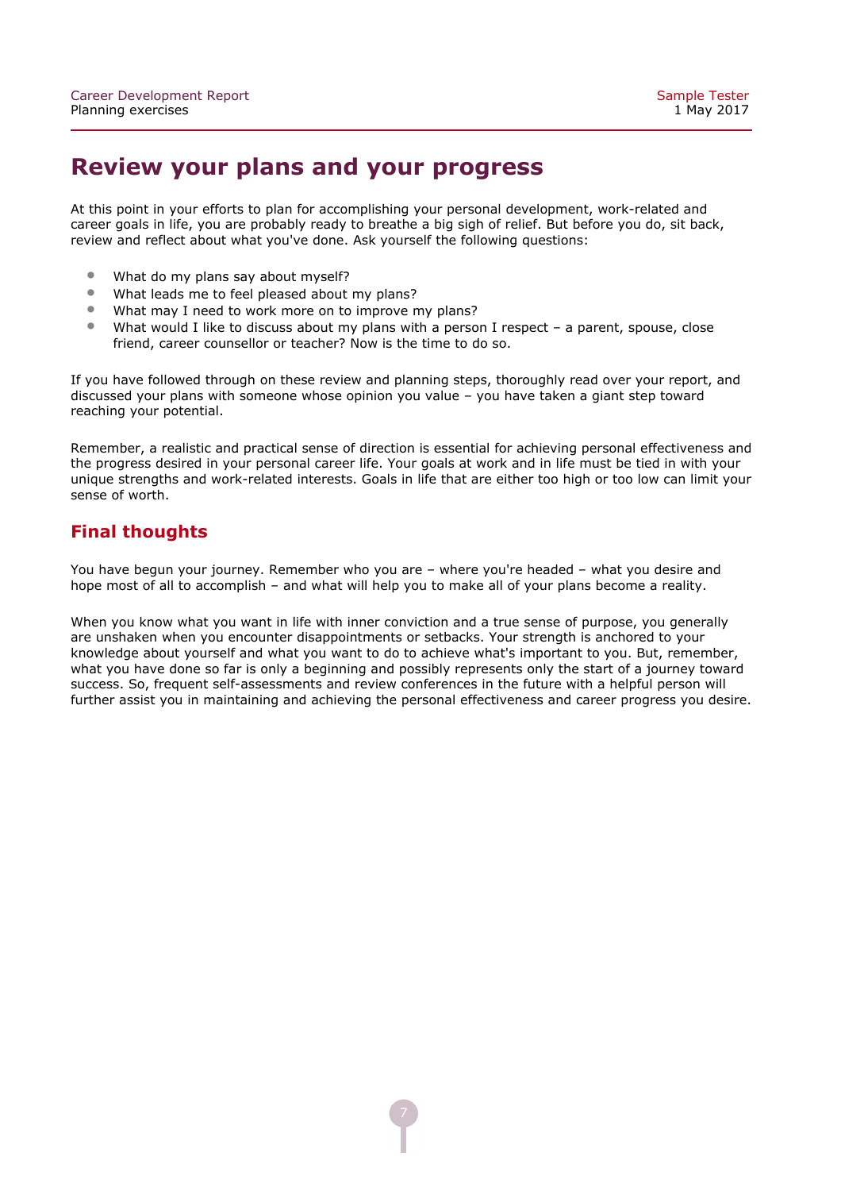# Review your plans and your progress

At this point in your efforts to plan for accomplishing your personal development, work-related and career goals in life, you are probably ready to breathe a big sigh of relief. But before you do, sit back, review and reflect about what you've done. Ask yourself the following questions:

- What do my plans say about myself?
- What leads me to feel pleased about my plans?
- What may I need to work more on to improve my plans?
- What would I like to discuss about my plans with a person I respect – a parent, spouse, close friend, career counsellor or teacher? Now is the time to do so.

If you have followed through on these review and planning steps, thoroughly read over your report, and discussed your plans with someone whose opinion you value – you have taken a giant step toward reaching your potential.

Remember, a realistic and practical sense of direction is essential for achieving personal effectiveness and the progress desired in your personal career life. Your goals at work and in life must be tied in with your unique strengths and work-related interests. Goals in life that are either too high or too low can limit your sense of worth.

## Final thoughts

You have begun your journey. Remember who you are – where you're headed – what you desire and hope most of all to accomplish – and what will help you to make all of your plans become a reality.

When you know what you want in life with inner conviction and a true sense of purpose, you generally are unshaken when you encounter disappointments or setbacks. Your strength is anchored to your knowledge about yourself and what you want to do to achieve what's important to you. But, remember, what you have done so far is only a beginning and possibly represents only the start of a journey toward success. So, frequent self-assessments and review conferences in the future with a helpful person will further assist you in maintaining and achieving the personal effectiveness and career progress you desire.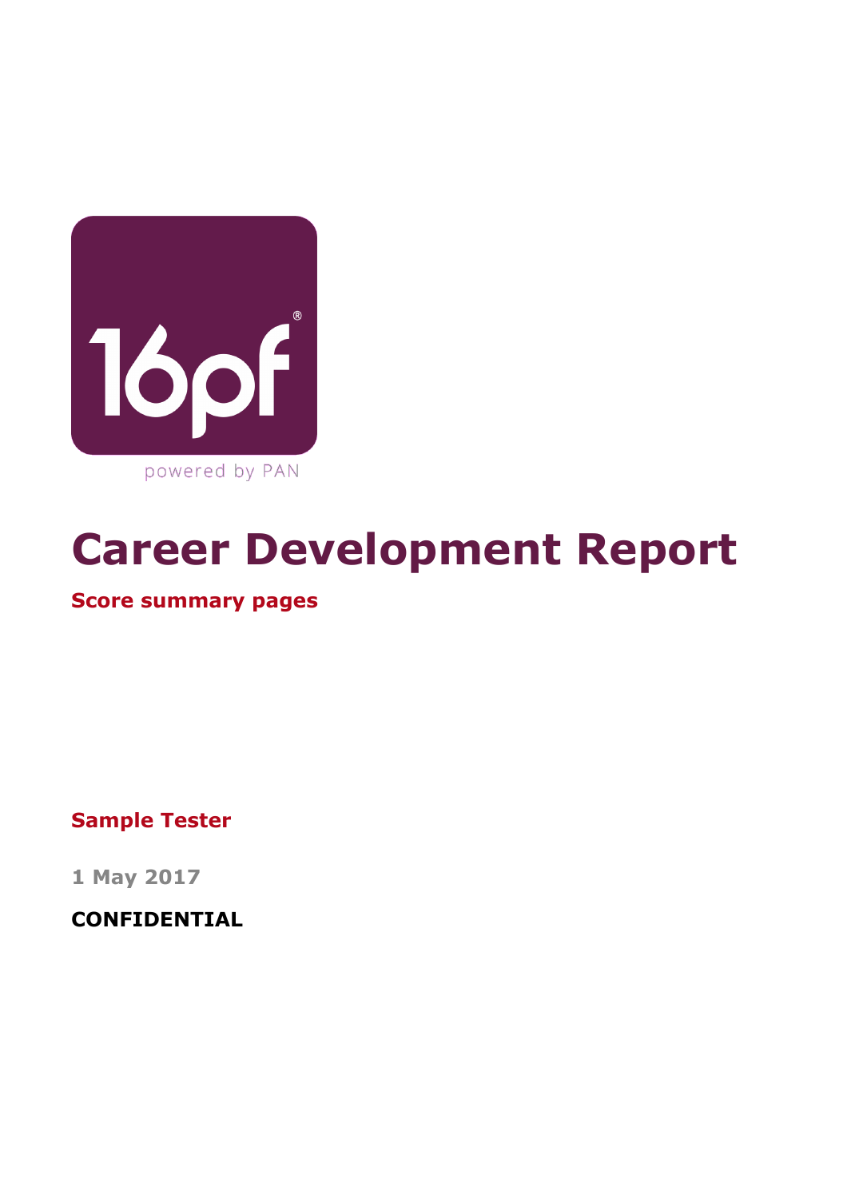16pf®

powered by PAN

# Career Development Report

## Score summary pages

**Sample Tester**

**1 May 2017**

**CONFIDENTIAL**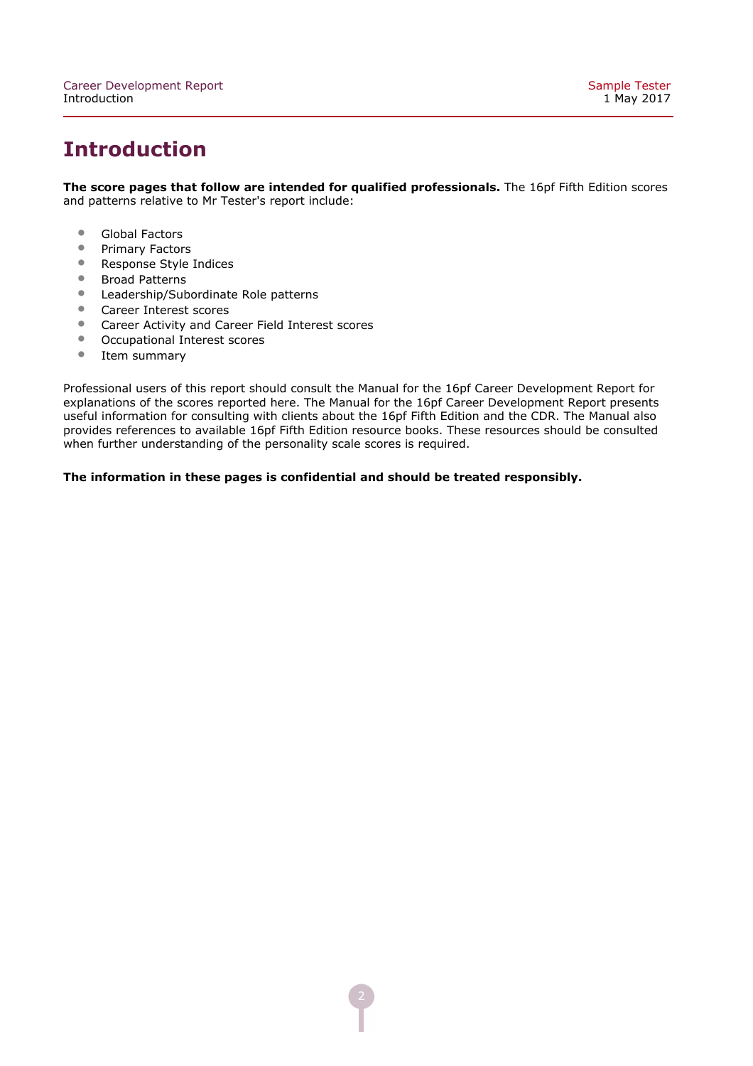# Introduction

**The score pages that follow are intended for qualified professionals.** The 16pf Fifth Edition scores and patterns relative to Mr Tester's report include:

- Global Factors
- Primary Factors
- Response Style Indices
- Broad Patterns
- Leadership/Subordinate Role patterns
- Career Interest scores
- Career Activity and Career Field Interest scores
- Occupational Interest scores
- Item summary

Professional users of this report should consult the Manual for the 16pf Career Development Report for explanations of the scores reported here. The Manual for the 16pf Career Development Report presents useful information for consulting with clients about the 16pf Fifth Edition and the CDR. The Manual also provides references to available 16pf Fifth Edition resource books. These resources should be consulted when further understanding of the personality scale scores is required.

**The information in these pages is confidential and should be treated responsibly.**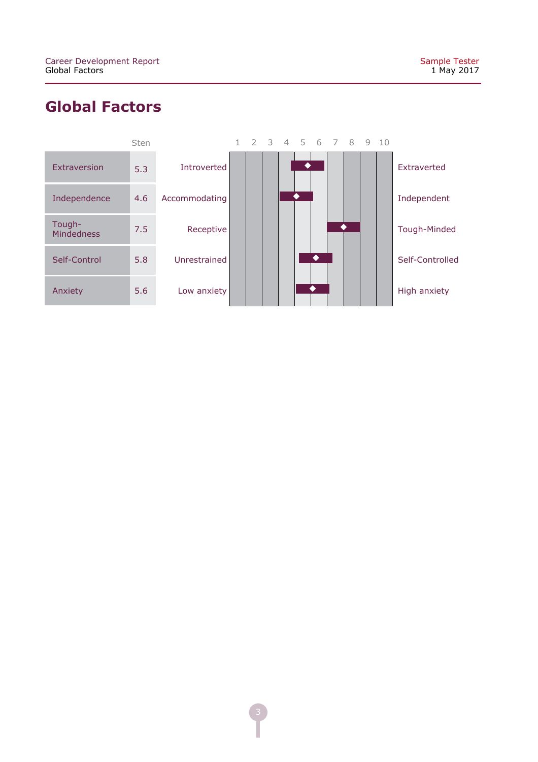# Global Factors

| Factor | Sten | Low pole | High pole |
|---|---|---|---|
| Extraversion | 5.3 | Introverted | Extraverted |
| Independence | 4.6 | Accommodating | Independent |
| Tough-Mindedness | 7.5 | Receptive | Tough-Minded |
| Self-Control | 5.8 | Unrestrained | Self-Controlled |
| Anxiety | 5.6 | Low anxiety | High anxiety |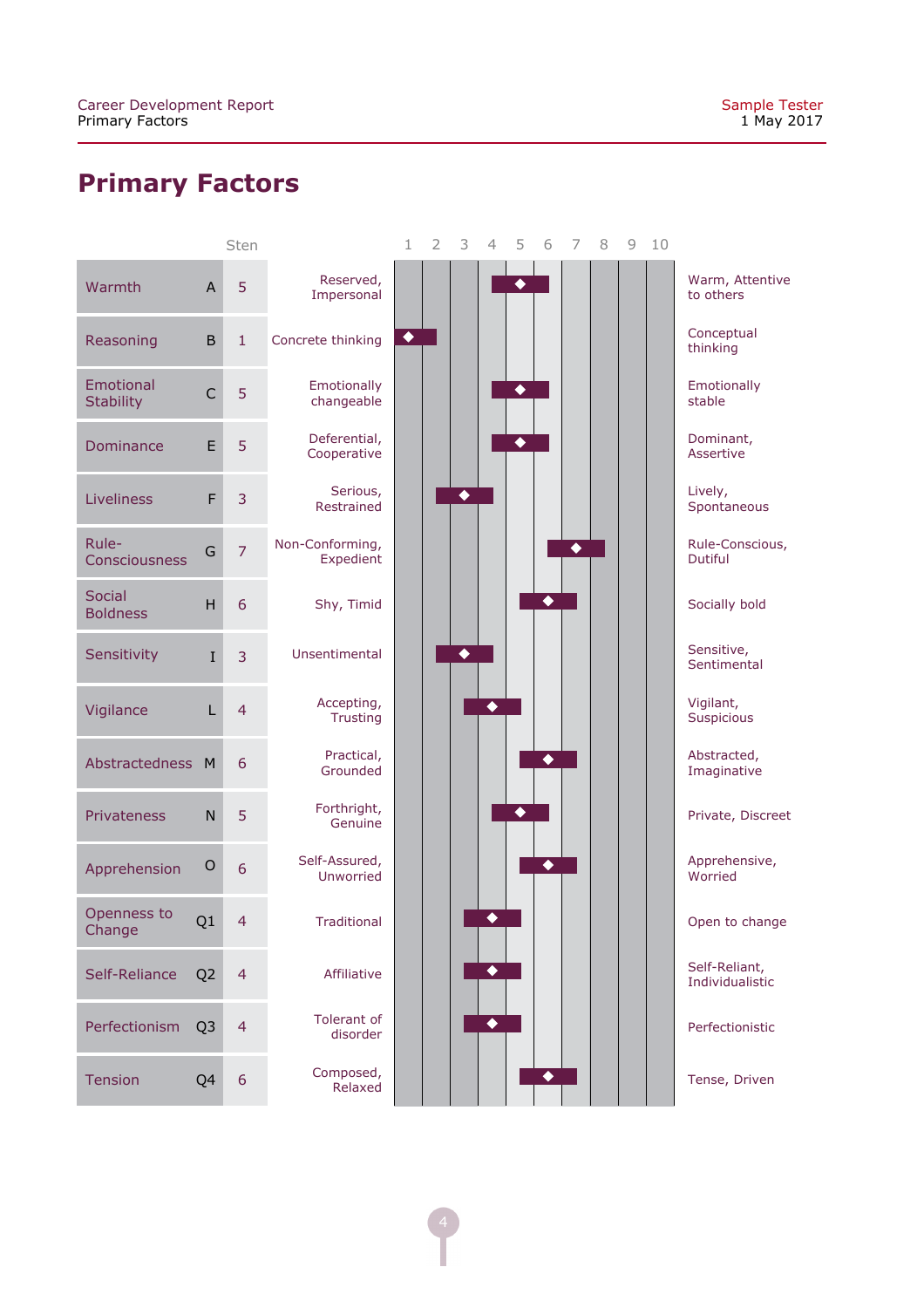# Primary Factors

| Factor | | Sten | Low score description | High score description |
|---|---|---|---|---|
| Warmth | A | 5 | Reserved, Impersonal | Warm, Attentive to others |
| Reasoning | B | 1 | Concrete thinking | Conceptual thinking |
| Emotional Stability | C | 5 | Emotionally changeable | Emotionally stable |
| Dominance | E | 5 | Deferential, Cooperative | Dominant, Assertive |
| Liveliness | F | 3 | Serious, Restrained | Lively, Spontaneous |
| Rule-Consciousness | G | 7 | Non-Conforming, Expedient | Rule-Conscious, Dutiful |
| Social Boldness | H | 6 | Shy, Timid | Socially bold |
| Sensitivity | I | 3 | Unsentimental | Sensitive, Sentimental |
| Vigilance | L | 4 | Accepting, Trusting | Vigilant, Suspicious |
| Abstractedness | M | 6 | Practical, Grounded | Abstracted, Imaginative |
| Privateness | N | 5 | Forthright, Genuine | Private, Discreet |
| Apprehension | O | 6 | Self-Assured, Unworried | Apprehensive, Worried |
| Openness to Change | Q1 | 4 | Traditional | Open to change |
| Self-Reliance | Q2 | 4 | Affiliative | Self-Reliant, Individualistic |
| Perfectionism | Q3 | 4 | Tolerant of disorder | Perfectionistic |
| Tension | Q4 | 6 | Composed, Relaxed | Tense, Driven |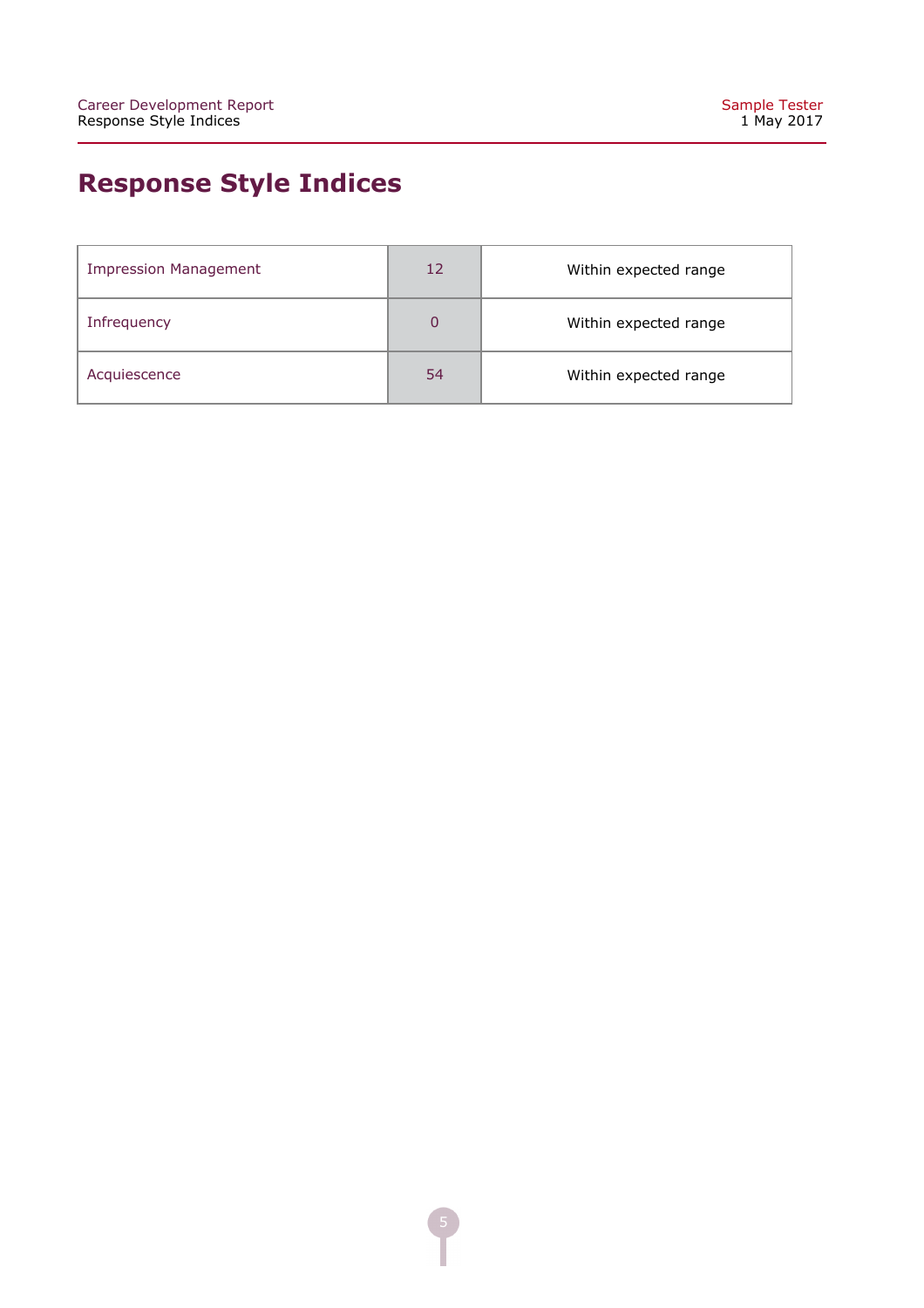# Response Style Indices

| | | |
|---|---|---|
| Impression Management | 12 | Within expected range |
| Infrequency | 0 | Within expected range |
| Acquiescence | 54 | Within expected range |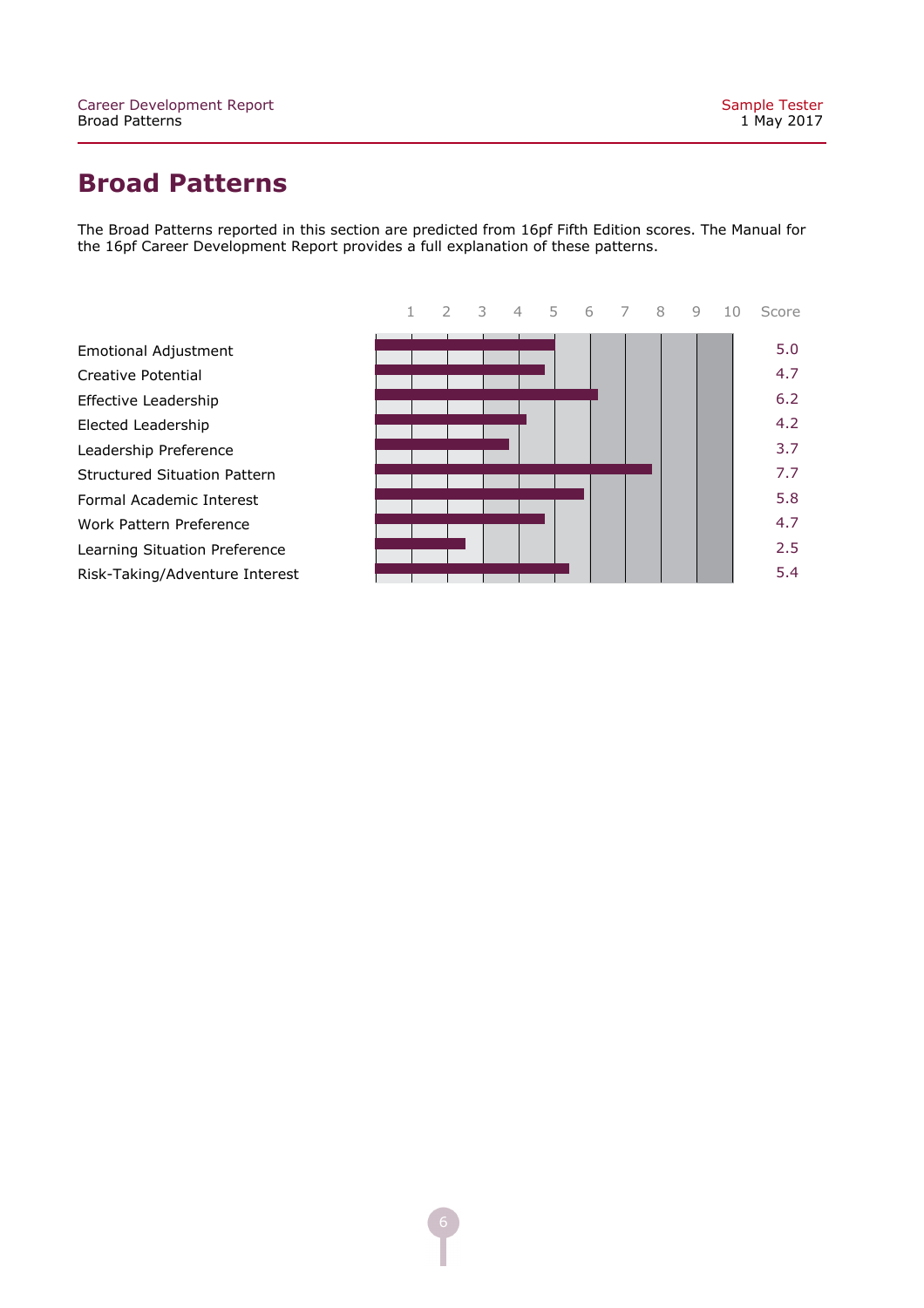# Broad Patterns

The Broad Patterns reported in this section are predicted from 16pf Fifth Edition scores. The Manual for the 16pf Career Development Report provides a full explanation of these patterns.

| | Score |
|---|---|
| Emotional Adjustment | 5.0 |
| Creative Potential | 4.7 |
| Effective Leadership | 6.2 |
| Elected Leadership | 4.2 |
| Leadership Preference | 3.7 |
| Structured Situation Pattern | 7.7 |
| Formal Academic Interest | 5.8 |
| Work Pattern Preference | 4.7 |
| Learning Situation Preference | 2.5 |
| Risk-Taking/Adventure Interest | 5.4 |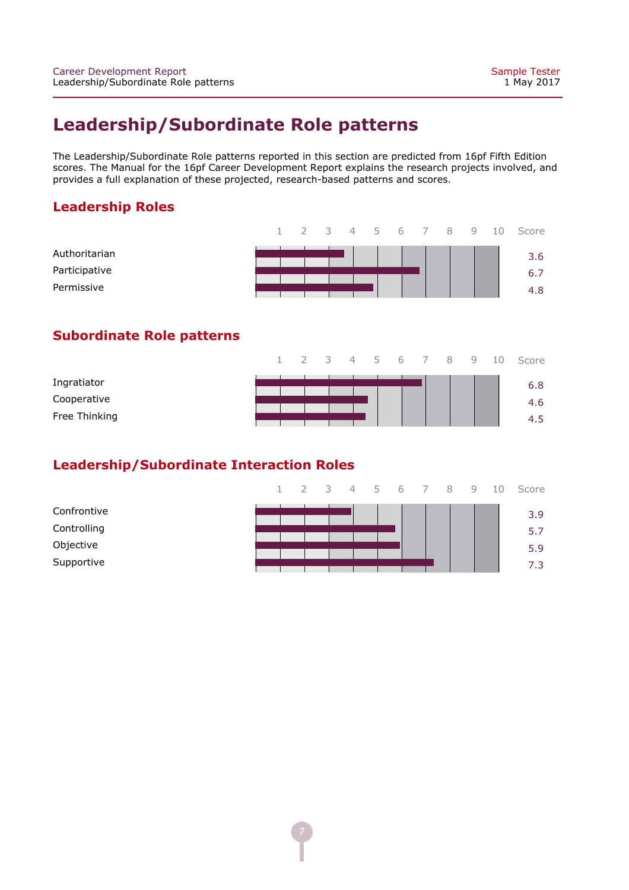# Leadership/Subordinate Role patterns

The Leadership/Subordinate Role patterns reported in this section are predicted from 16pf Fifth Edition scores. The Manual for the 16pf Career Development Report explains the research projects involved, and provides a full explanation of these projected, research-based patterns and scores.

## Leadership Roles

| | Score |
|---|---|
| Authoritarian | 3.6 |
| Participative | 6.7 |
| Permissive | 4.8 |

## Subordinate Role patterns

| | Score |
|---|---|
| Ingratiator | 6.8 |
| Cooperative | 4.6 |
| Free Thinking | 4.5 |

## Leadership/Subordinate Interaction Roles

| | Score |
|---|---|
| Confrontive | 3.9 |
| Controlling | 5.7 |
| Objective | 5.9 |
| Supportive | 7.3 |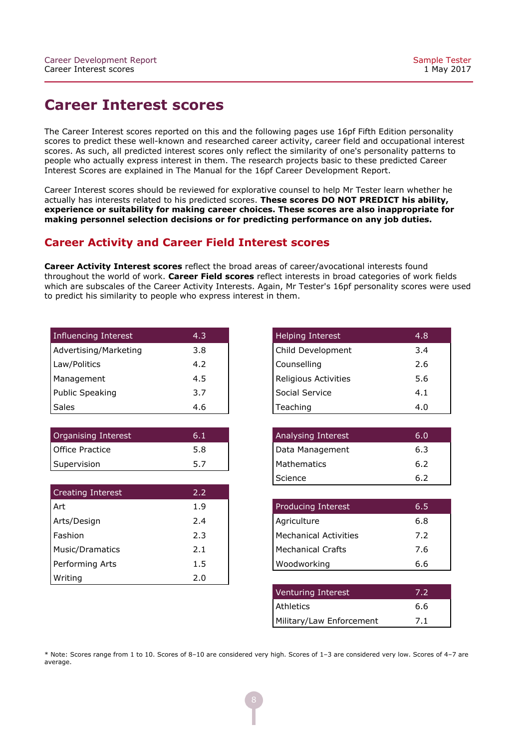# Career Interest scores

The Career Interest scores reported on this and the following pages use 16pf Fifth Edition personality scores to predict these well-known and researched career activity, career field and occupational interest scores. As such, all predicted interest scores only reflect the similarity of one's personality patterns to people who actually express interest in them. The research projects basic to these predicted Career Interest Scores are explained in The Manual for the 16pf Career Development Report.

Career Interest scores should be reviewed for explorative counsel to help Mr Tester learn whether he actually has interests related to his predicted scores. **These scores DO NOT PREDICT his ability, experience or suitability for making career choices. These scores are also inappropriate for making personnel selection decisions or for predicting performance on any job duties.**

## Career Activity and Career Field Interest scores

**Career Activity Interest scores** reflect the broad areas of career/avocational interests found throughout the world of work. **Career Field scores** reflect interests in broad categories of work fields which are subscales of the Career Activity Interests. Again, Mr Tester's 16pf personality scores were used to predict his similarity to people who express interest in them.

| Influencing Interest | 4.3 |
|---|---|
| Advertising/Marketing | 3.8 |
| Law/Politics | 4.2 |
| Management | 4.5 |
| Public Speaking | 3.7 |
| Sales | 4.6 |

| Helping Interest | 4.8 |
|---|---|
| Child Development | 3.4 |
| Counselling | 2.6 |
| Religious Activities | 5.6 |
| Social Service | 4.1 |
| Teaching | 4.0 |

| Organising Interest | 6.1 |
|---|---|
| Office Practice | 5.8 |
| Supervision | 5.7 |

| Analysing Interest | 6.0 |
|---|---|
| Data Management | 6.3 |
| Mathematics | 6.2 |
| Science | 6.2 |

| Creating Interest | 2.2 |
|---|---|
| Art | 1.9 |
| Arts/Design | 2.4 |
| Fashion | 2.3 |
| Music/Dramatics | 2.1 |
| Performing Arts | 1.5 |
| Writing | 2.0 |

| Producing Interest | 6.5 |
|---|---|
| Agriculture | 6.8 |
| Mechanical Activities | 7.2 |
| Mechanical Crafts | 7.6 |
| Woodworking | 6.6 |

| Venturing Interest | 7.2 |
|---|---|
| Athletics | 6.6 |
| Military/Law Enforcement | 7.1 |

* Note: Scores range from 1 to 10. Scores of 8–10 are considered very high. Scores of 1–3 are considered very low. Scores of 4–7 are average.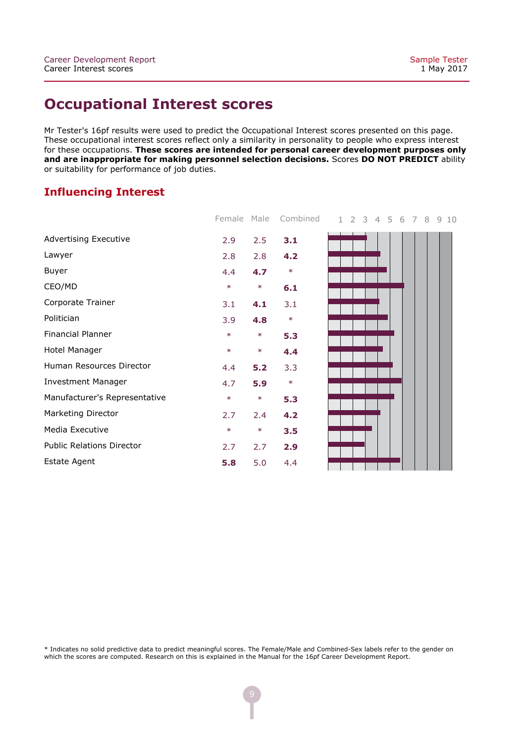# Occupational Interest scores

Mr Tester's 16pf results were used to predict the Occupational Interest scores presented on this page. These occupational interest scores reflect only a similarity in personality to people who express interest for these occupations. **These scores are intended for personal career development purposes only and are inappropriate for making personnel selection decisions.** Scores **DO NOT PREDICT** ability or suitability for performance of job duties.

## Influencing Interest

| | Female | Male | Combined |
|---|---|---|---|
| Advertising Executive | 2.9 | 2.5 | **3.1** |
| Lawyer | 2.8 | 2.8 | **4.2** |
| Buyer | 4.4 | **4.7** | * |
| CEO/MD | * | * | **6.1** |
| Corporate Trainer | 3.1 | **4.1** | 3.1 |
| Politician | 3.9 | **4.8** | * |
| Financial Planner | * | * | **5.3** |
| Hotel Manager | * | * | **4.4** |
| Human Resources Director | 4.4 | **5.2** | 3.3 |
| Investment Manager | 4.7 | **5.9** | * |
| Manufacturer's Representative | * | * | **5.3** |
| Marketing Director | 2.7 | 2.4 | **4.2** |
| Media Executive | * | * | **3.5** |
| Public Relations Director | 2.7 | 2.7 | **2.9** |
| Estate Agent | **5.8** | 5.0 | 4.4 |

\* Indicates no solid predictive data to predict meaningful scores. The Female/Male and Combined-Sex labels refer to the gender on which the scores are computed. Research on this is explained in the Manual for the 16pf Career Development Report.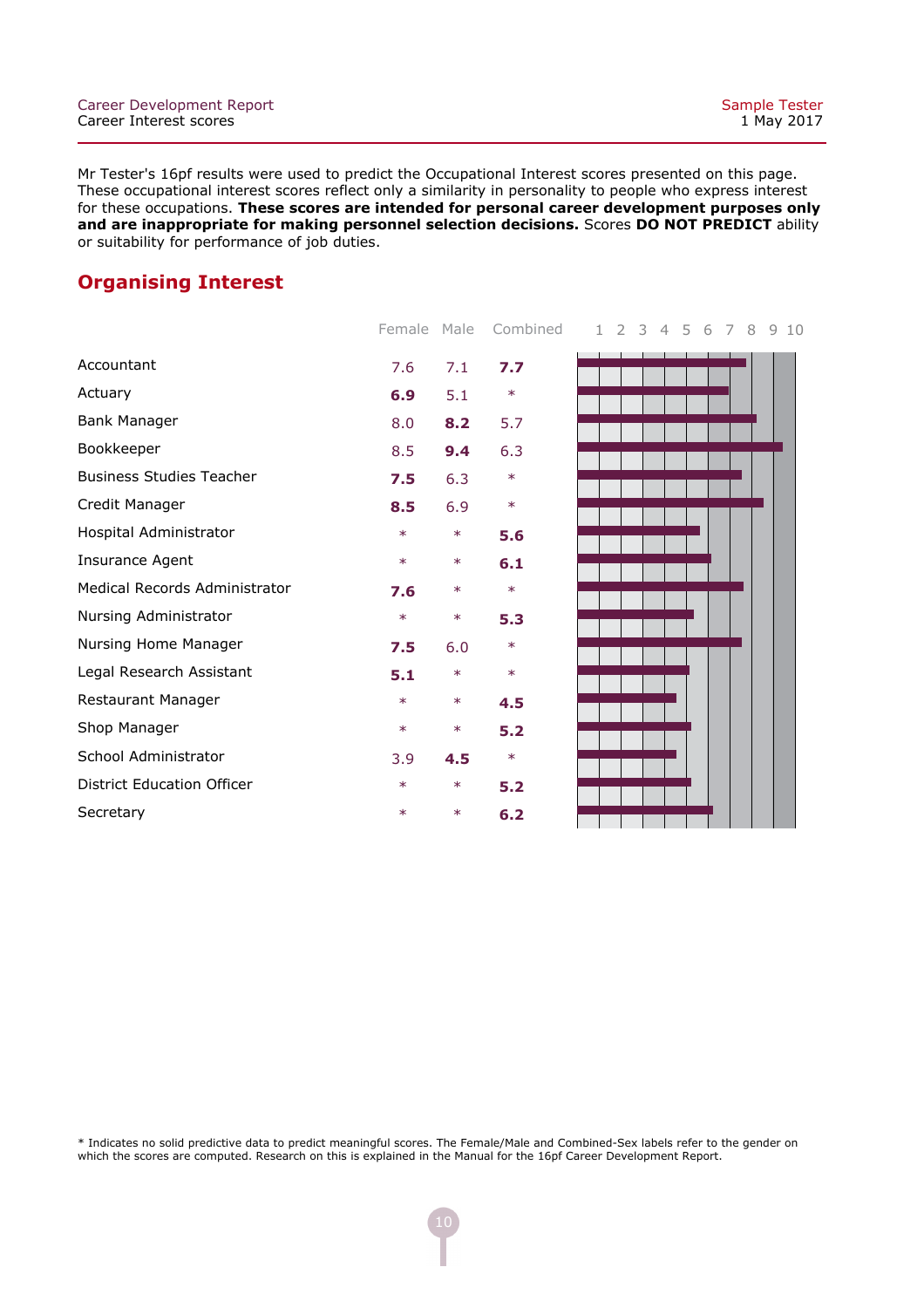Mr Tester's 16pf results were used to predict the Occupational Interest scores presented on this page. These occupational interest scores reflect only a similarity in personality to people who express interest for these occupations. **These scores are intended for personal career development purposes only and are inappropriate for making personnel selection decisions.** Scores **DO NOT PREDICT** ability or suitability for performance of job duties.

## Organising Interest

| | Female | Male | Combined |
|---|---|---|---|
| Accountant | 7.6 | 7.1 | **7.7** |
| Actuary | **6.9** | 5.1 | * |
| Bank Manager | 8.0 | **8.2** | 5.7 |
| Bookkeeper | 8.5 | **9.4** | 6.3 |
| Business Studies Teacher | **7.5** | 6.3 | * |
| Credit Manager | **8.5** | 6.9 | * |
| Hospital Administrator | * | * | **5.6** |
| Insurance Agent | * | * | **6.1** |
| Medical Records Administrator | **7.6** | * | * |
| Nursing Administrator | * | * | **5.3** |
| Nursing Home Manager | **7.5** | 6.0 | * |
| Legal Research Assistant | **5.1** | * | * |
| Restaurant Manager | * | * | **4.5** |
| Shop Manager | * | * | **5.2** |
| School Administrator | 3.9 | **4.5** | * |
| District Education Officer | * | * | **5.2** |
| Secretary | * | * | **6.2** |

\* Indicates no solid predictive data to predict meaningful scores. The Female/Male and Combined-Sex labels refer to the gender on which the scores are computed. Research on this is explained in the Manual for the 16pf Career Development Report.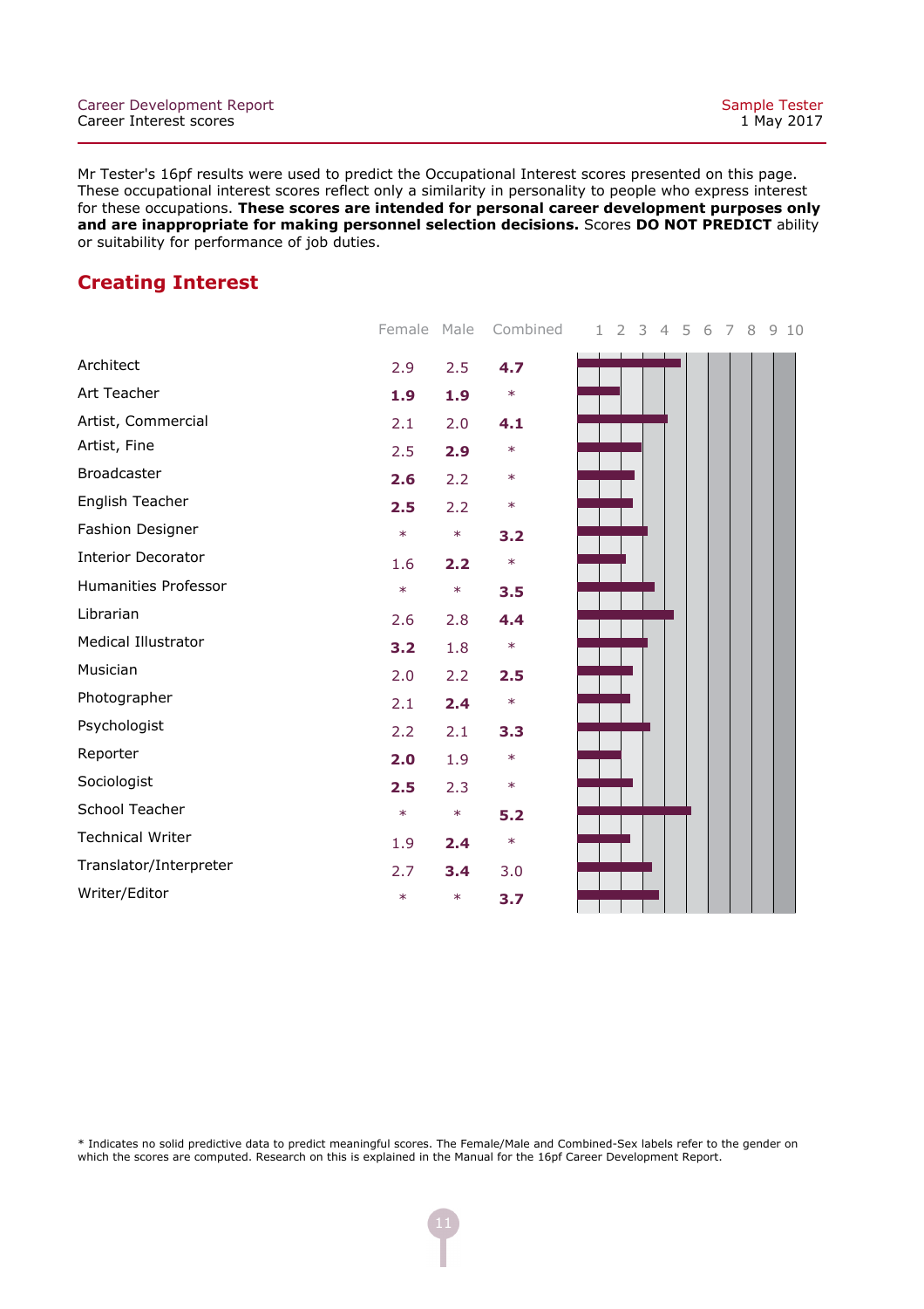Mr Tester's 16pf results were used to predict the Occupational Interest scores presented on this page. These occupational interest scores reflect only a similarity in personality to people who express interest for these occupations. **These scores are intended for personal career development purposes only and are inappropriate for making personnel selection decisions.** Scores **DO NOT PREDICT** ability or suitability for performance of job duties.

## Creating Interest

| | Female | Male | Combined |
|---|---|---|---|
| Architect | 2.9 | 2.5 | **4.7** |
| Art Teacher | **1.9** | **1.9** | * |
| Artist, Commercial | 2.1 | 2.0 | **4.1** |
| Artist, Fine | 2.5 | **2.9** | * |
| Broadcaster | **2.6** | 2.2 | * |
| English Teacher | **2.5** | 2.2 | * |
| Fashion Designer | * | * | **3.2** |
| Interior Decorator | 1.6 | **2.2** | * |
| Humanities Professor | * | * | **3.5** |
| Librarian | 2.6 | 2.8 | **4.4** |
| Medical Illustrator | **3.2** | 1.8 | * |
| Musician | 2.0 | 2.2 | **2.5** |
| Photographer | 2.1 | **2.4** | * |
| Psychologist | 2.2 | 2.1 | **3.3** |
| Reporter | **2.0** | 1.9 | * |
| Sociologist | **2.5** | 2.3 | * |
| School Teacher | * | * | **5.2** |
| Technical Writer | 1.9 | **2.4** | * |
| Translator/Interpreter | 2.7 | **3.4** | 3.0 |
| Writer/Editor | * | * | **3.7** |

\* Indicates no solid predictive data to predict meaningful scores. The Female/Male and Combined-Sex labels refer to the gender on which the scores are computed. Research on this is explained in the Manual for the 16pf Career Development Report.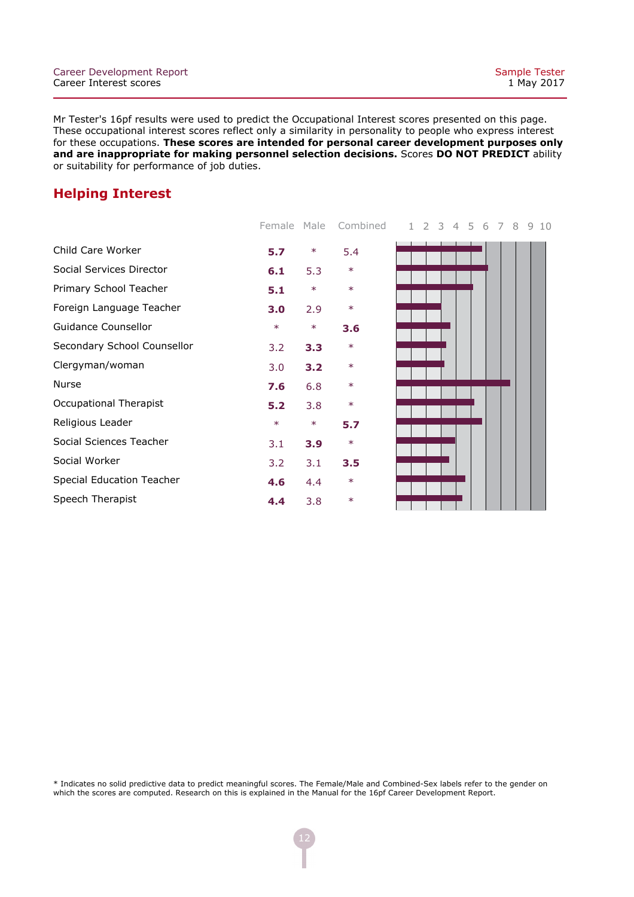Mr Tester's 16pf results were used to predict the Occupational Interest scores presented on this page. These occupational interest scores reflect only a similarity in personality to people who express interest for these occupations. **These scores are intended for personal career development purposes only and are inappropriate for making personnel selection decisions.** Scores **DO NOT PREDICT** ability or suitability for performance of job duties.

## Helping Interest

| | Female | Male | Combined |
|---|---|---|---|
| Child Care Worker | **5.7** | * | 5.4 |
| Social Services Director | **6.1** | 5.3 | * |
| Primary School Teacher | **5.1** | * | * |
| Foreign Language Teacher | **3.0** | 2.9 | * |
| Guidance Counsellor | * | * | **3.6** |
| Secondary School Counsellor | 3.2 | **3.3** | * |
| Clergyman/woman | 3.0 | **3.2** | * |
| Nurse | **7.6** | 6.8 | * |
| Occupational Therapist | **5.2** | 3.8 | * |
| Religious Leader | * | * | **5.7** |
| Social Sciences Teacher | 3.1 | **3.9** | * |
| Social Worker | 3.2 | 3.1 | **3.5** |
| Special Education Teacher | **4.6** | 4.4 | * |
| Speech Therapist | **4.4** | 3.8 | * |

* Indicates no solid predictive data to predict meaningful scores. The Female/Male and Combined-Sex labels refer to the gender on which the scores are computed. Research on this is explained in the Manual for the 16pf Career Development Report.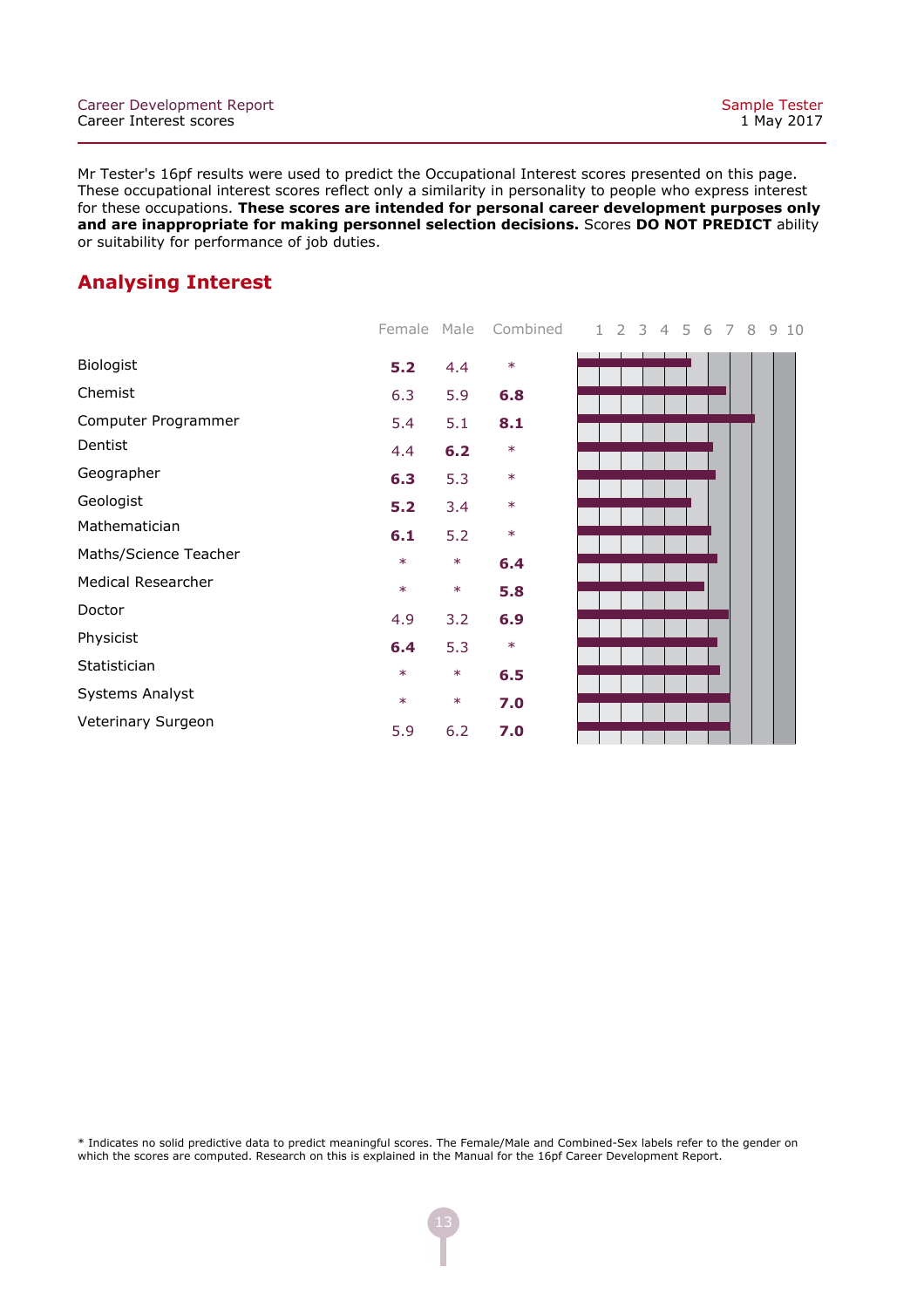Mr Tester's 16pf results were used to predict the Occupational Interest scores presented on this page. These occupational interest scores reflect only a similarity in personality to people who express interest for these occupations. **These scores are intended for personal career development purposes only and are inappropriate for making personnel selection decisions.** Scores **DO NOT PREDICT** ability or suitability for performance of job duties.

## Analysing Interest

| | Female | Male | Combined |
|---|---|---|---|
| Biologist | **5.2** | 4.4 | * |
| Chemist | 6.3 | 5.9 | **6.8** |
| Computer Programmer | 5.4 | 5.1 | **8.1** |
| Dentist | 4.4 | **6.2** | * |
| Geographer | **6.3** | 5.3 | * |
| Geologist | **5.2** | 3.4 | * |
| Mathematician | **6.1** | 5.2 | * |
| Maths/Science Teacher | * | * | **6.4** |
| Medical Researcher | * | * | **5.8** |
| Doctor | 4.9 | 3.2 | **6.9** |
| Physicist | **6.4** | 5.3 | * |
| Statistician | * | * | **6.5** |
| Systems Analyst | * | * | **7.0** |
| Veterinary Surgeon | 5.9 | 6.2 | **7.0** |

* Indicates no solid predictive data to predict meaningful scores. The Female/Male and Combined-Sex labels refer to the gender on which the scores are computed. Research on this is explained in the Manual for the 16pf Career Development Report.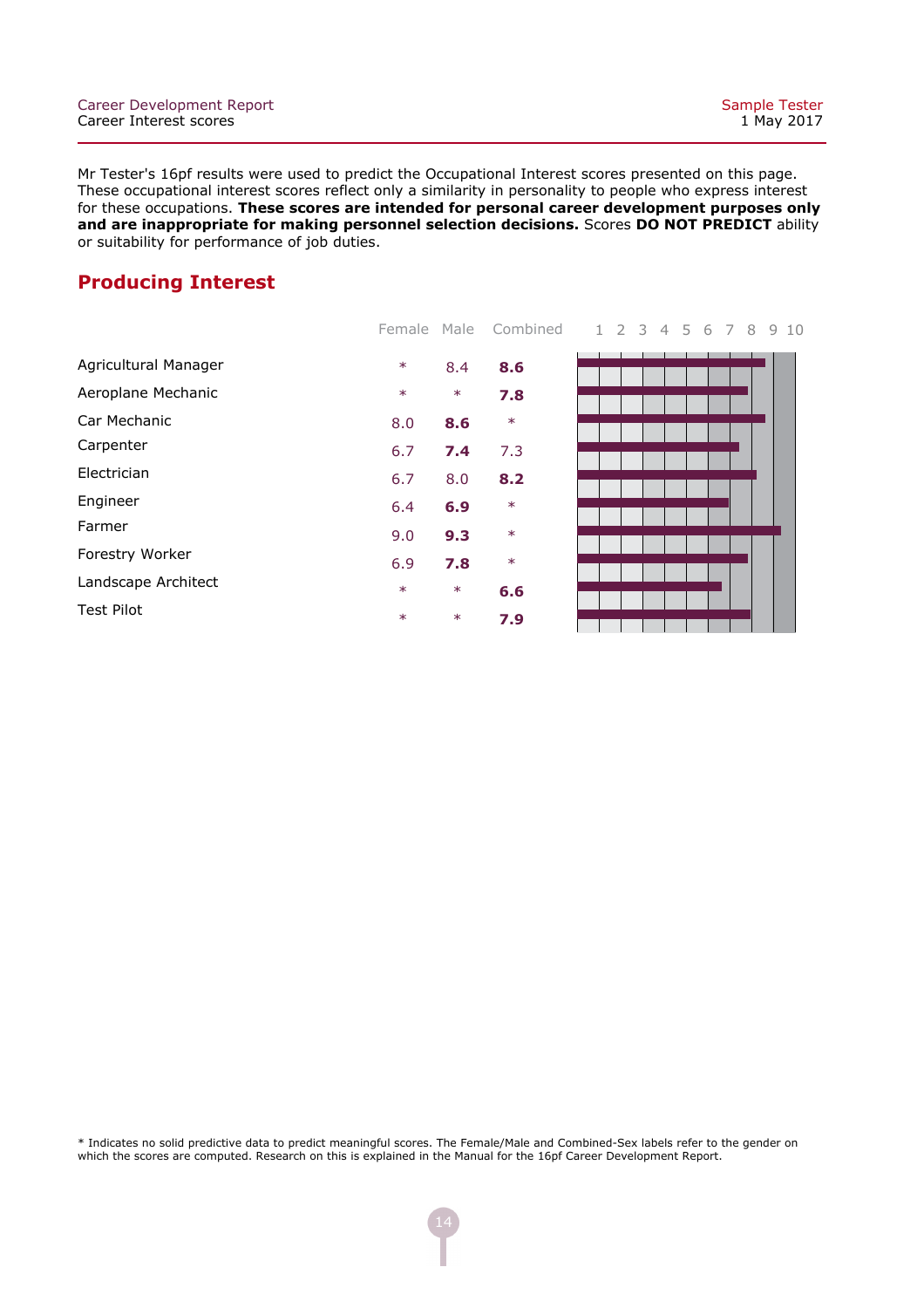Mr Tester's 16pf results were used to predict the Occupational Interest scores presented on this page. These occupational interest scores reflect only a similarity in personality to people who express interest for these occupations. **These scores are intended for personal career development purposes only and are inappropriate for making personnel selection decisions.** Scores **DO NOT PREDICT** ability or suitability for performance of job duties.

## Producing Interest

| | Female | Male | Combined |
|---|---|---|---|
| Agricultural Manager | * | 8.4 | **8.6** |
| Aeroplane Mechanic | * | * | **7.8** |
| Car Mechanic | 8.0 | **8.6** | * |
| Carpenter | 6.7 | **7.4** | 7.3 |
| Electrician | 6.7 | 8.0 | **8.2** |
| Engineer | 6.4 | **6.9** | * |
| Farmer | 9.0 | **9.3** | * |
| Forestry Worker | 6.9 | **7.8** | * |
| Landscape Architect | * | * | **6.6** |
| Test Pilot | * | * | **7.9** |

* Indicates no solid predictive data to predict meaningful scores. The Female/Male and Combined-Sex labels refer to the gender on which the scores are computed. Research on this is explained in the Manual for the 16pf Career Development Report.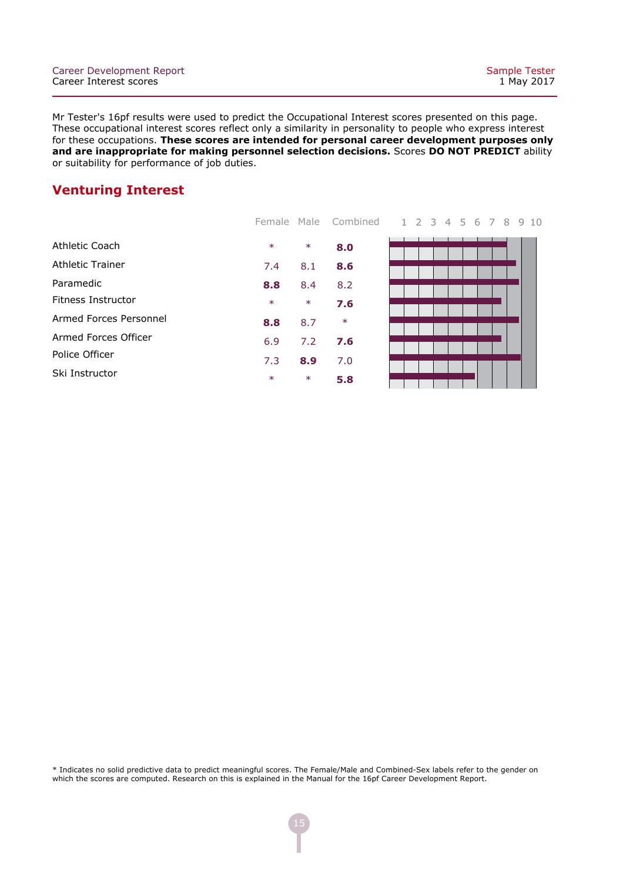Mr Tester's 16pf results were used to predict the Occupational Interest scores presented on this page. These occupational interest scores reflect only a similarity in personality to people who express interest for these occupations. **These scores are intended for personal career development purposes only and are inappropriate for making personnel selection decisions.** Scores **DO NOT PREDICT** ability or suitability for performance of job duties.

## Venturing Interest

| | Female | Male | Combined |
|---|---|---|---|
| Athletic Coach | * | * | **8.0** |
| Athletic Trainer | 7.4 | 8.1 | **8.6** |
| Paramedic | **8.8** | 8.4 | 8.2 |
| Fitness Instructor | * | * | **7.6** |
| Armed Forces Personnel | **8.8** | 8.7 | * |
| Armed Forces Officer | 6.9 | 7.2 | **7.6** |
| Police Officer | 7.3 | **8.9** | 7.0 |
| Ski Instructor | * | * | **5.8** |

\* Indicates no solid predictive data to predict meaningful scores. The Female/Male and Combined-Sex labels refer to the gender on which the scores are computed. Research on this is explained in the Manual for the 16pf Career Development Report.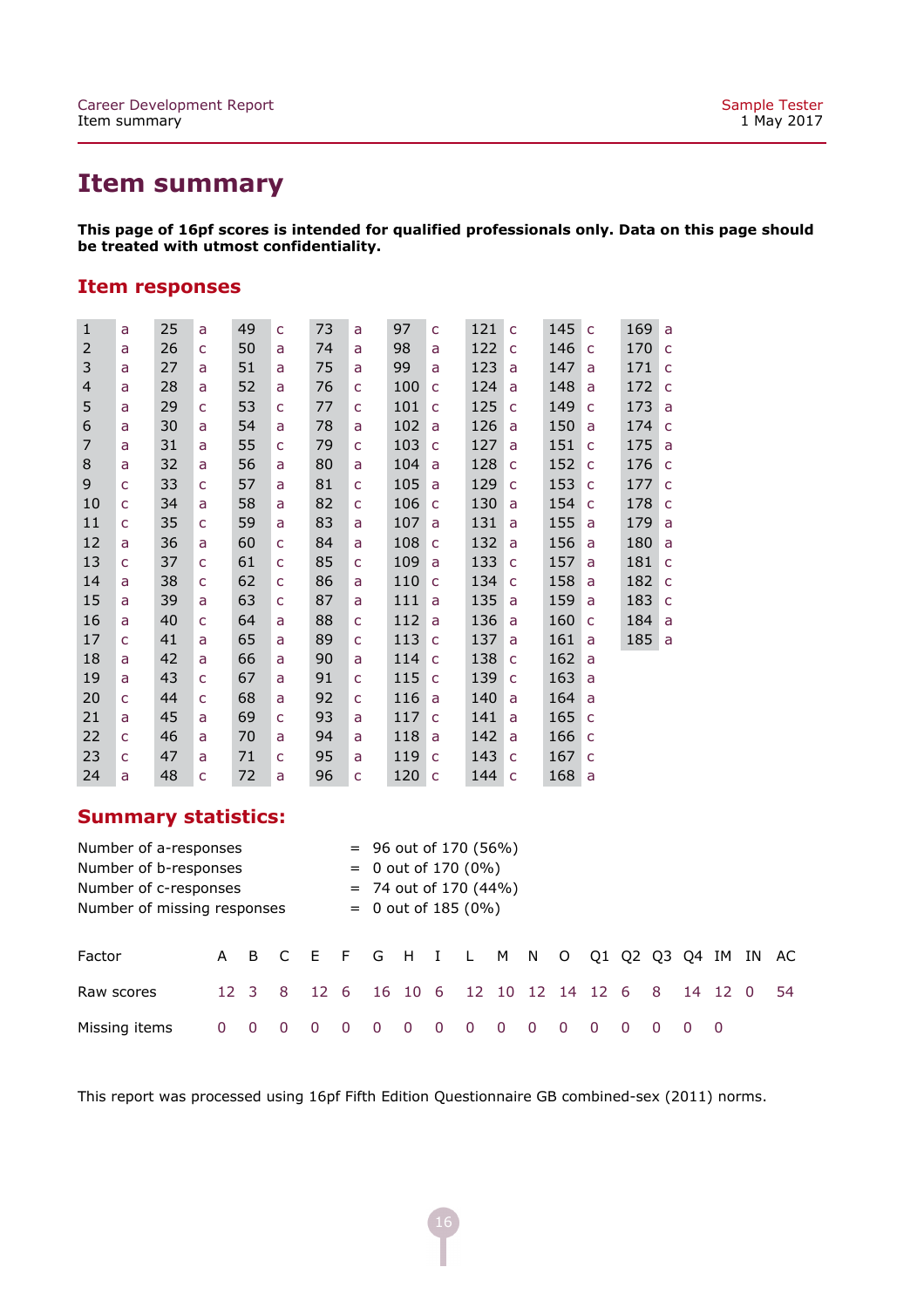# Item summary

**This page of 16pf scores is intended for qualified professionals only. Data on this page should be treated with utmost confidentiality.**

## Item responses

| | | | | | | | | | | | | | | | |
|---|---|---|---|---|---|---|---|---|---|---|---|---|---|---|---|
| 1 | a | 25 | a | 49 | c | 73 | a | 97 | c | 121 | c | 145 | c | 169 | a |
| 2 | a | 26 | c | 50 | a | 74 | a | 98 | a | 122 | c | 146 | c | 170 | c |
| 3 | a | 27 | a | 51 | a | 75 | a | 99 | a | 123 | a | 147 | a | 171 | c |
| 4 | a | 28 | a | 52 | a | 76 | c | 100 | c | 124 | a | 148 | a | 172 | c |
| 5 | a | 29 | c | 53 | c | 77 | c | 101 | c | 125 | c | 149 | c | 173 | a |
| 6 | a | 30 | a | 54 | a | 78 | a | 102 | a | 126 | a | 150 | a | 174 | c |
| 7 | a | 31 | a | 55 | c | 79 | c | 103 | c | 127 | a | 151 | c | 175 | a |
| 8 | a | 32 | a | 56 | a | 80 | a | 104 | a | 128 | c | 152 | c | 176 | c |
| 9 | c | 33 | c | 57 | a | 81 | c | 105 | a | 129 | c | 153 | c | 177 | c |
| 10 | c | 34 | a | 58 | a | 82 | c | 106 | c | 130 | a | 154 | c | 178 | c |
| 11 | c | 35 | c | 59 | a | 83 | a | 107 | a | 131 | a | 155 | a | 179 | a |
| 12 | a | 36 | a | 60 | c | 84 | a | 108 | c | 132 | a | 156 | a | 180 | a |
| 13 | c | 37 | c | 61 | c | 85 | c | 109 | a | 133 | c | 157 | a | 181 | c |
| 14 | a | 38 | c | 62 | c | 86 | a | 110 | c | 134 | c | 158 | a | 182 | c |
| 15 | a | 39 | a | 63 | c | 87 | a | 111 | a | 135 | a | 159 | a | 183 | c |
| 16 | a | 40 | c | 64 | a | 88 | c | 112 | a | 136 | a | 160 | c | 184 | a |
| 17 | c | 41 | a | 65 | a | 89 | c | 113 | c | 137 | a | 161 | a | 185 | a |
| 18 | a | 42 | a | 66 | a | 90 | a | 114 | c | 138 | c | 162 | a | | |
| 19 | a | 43 | c | 67 | a | 91 | c | 115 | c | 139 | c | 163 | a | | |
| 20 | c | 44 | c | 68 | a | 92 | c | 116 | a | 140 | a | 164 | a | | |
| 21 | a | 45 | a | 69 | c | 93 | a | 117 | c | 141 | a | 165 | c | | |
| 22 | c | 46 | a | 70 | a | 94 | a | 118 | a | 142 | a | 166 | c | | |
| 23 | c | 47 | a | 71 | c | 95 | a | 119 | c | 143 | c | 167 | c | | |
| 24 | a | 48 | c | 72 | a | 96 | c | 120 | c | 144 | c | 168 | a | | |

## Summary statistics:

Number of a-responses = 96 out of 170 (56%)
Number of b-responses = 0 out of 170 (0%)
Number of c-responses = 74 out of 170 (44%)
Number of missing responses = 0 out of 185 (0%)

| Factor | A | B | C | E | F | G | H | I | L | M | N | O | Q1 | Q2 | Q3 | Q4 | IM | IN | AC |
|---|---|---|---|---|---|---|---|---|---|---|---|---|---|---|---|---|---|---|---|
| Raw scores | 12 | 3 | 8 | 12 | 6 | 16 | 10 | 6 | 12 | 10 | 12 | 14 | 12 | 6 | 8 | 14 | 12 | 0 | 54 |
| Missing items | 0 | 0 | 0 | 0 | 0 | 0 | 0 | 0 | 0 | 0 | 0 | 0 | 0 | 0 | 0 | 0 | 0 | | |

This report was processed using 16pf Fifth Edition Questionnaire GB combined-sex (2011) norms.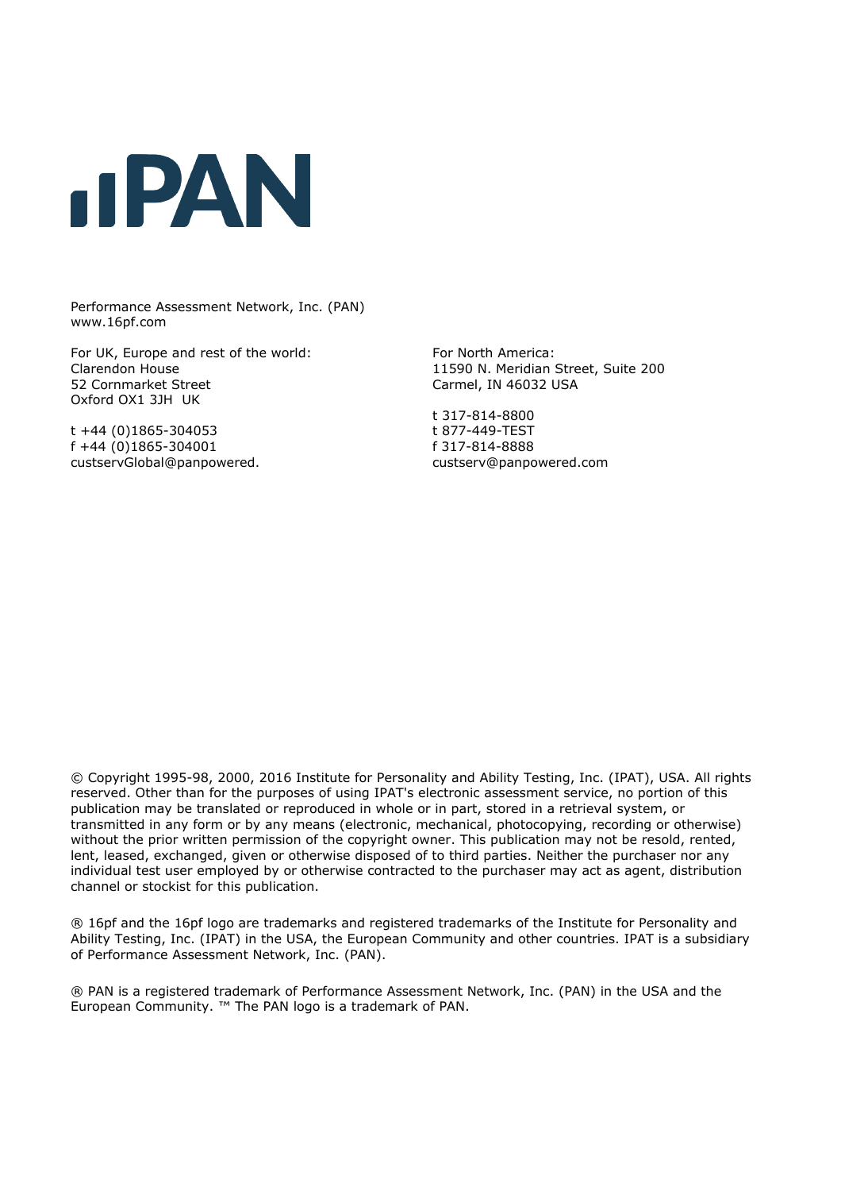PAN

Performance Assessment Network, Inc. (PAN)
www.16pf.com

For UK, Europe and rest of the world:
Clarendon House
52 Cornmarket Street
Oxford OX1 3JH UK

t +44 (0)1865-304053
f +44 (0)1865-304001
custservGlobal@panpowered.

For North America:
11590 N. Meridian Street, Suite 200
Carmel, IN 46032 USA

t 317-814-8800
t 877-449-TEST
f 317-814-8888
custserv@panpowered.com

© Copyright 1995-98, 2000, 2016 Institute for Personality and Ability Testing, Inc. (IPAT), USA. All rights reserved. Other than for the purposes of using IPAT's electronic assessment service, no portion of this publication may be translated or reproduced in whole or in part, stored in a retrieval system, or transmitted in any form or by any means (electronic, mechanical, photocopying, recording or otherwise) without the prior written permission of the copyright owner. This publication may not be resold, rented, lent, leased, exchanged, given or otherwise disposed of to third parties. Neither the purchaser nor any individual test user employed by or otherwise contracted to the purchaser may act as agent, distribution channel or stockist for this publication.

® 16pf and the 16pf logo are trademarks and registered trademarks of the Institute for Personality and Ability Testing, Inc. (IPAT) in the USA, the European Community and other countries. IPAT is a subsidiary of Performance Assessment Network, Inc. (PAN).

® PAN is a registered trademark of Performance Assessment Network, Inc. (PAN) in the USA and the European Community. ™ The PAN logo is a trademark of PAN.